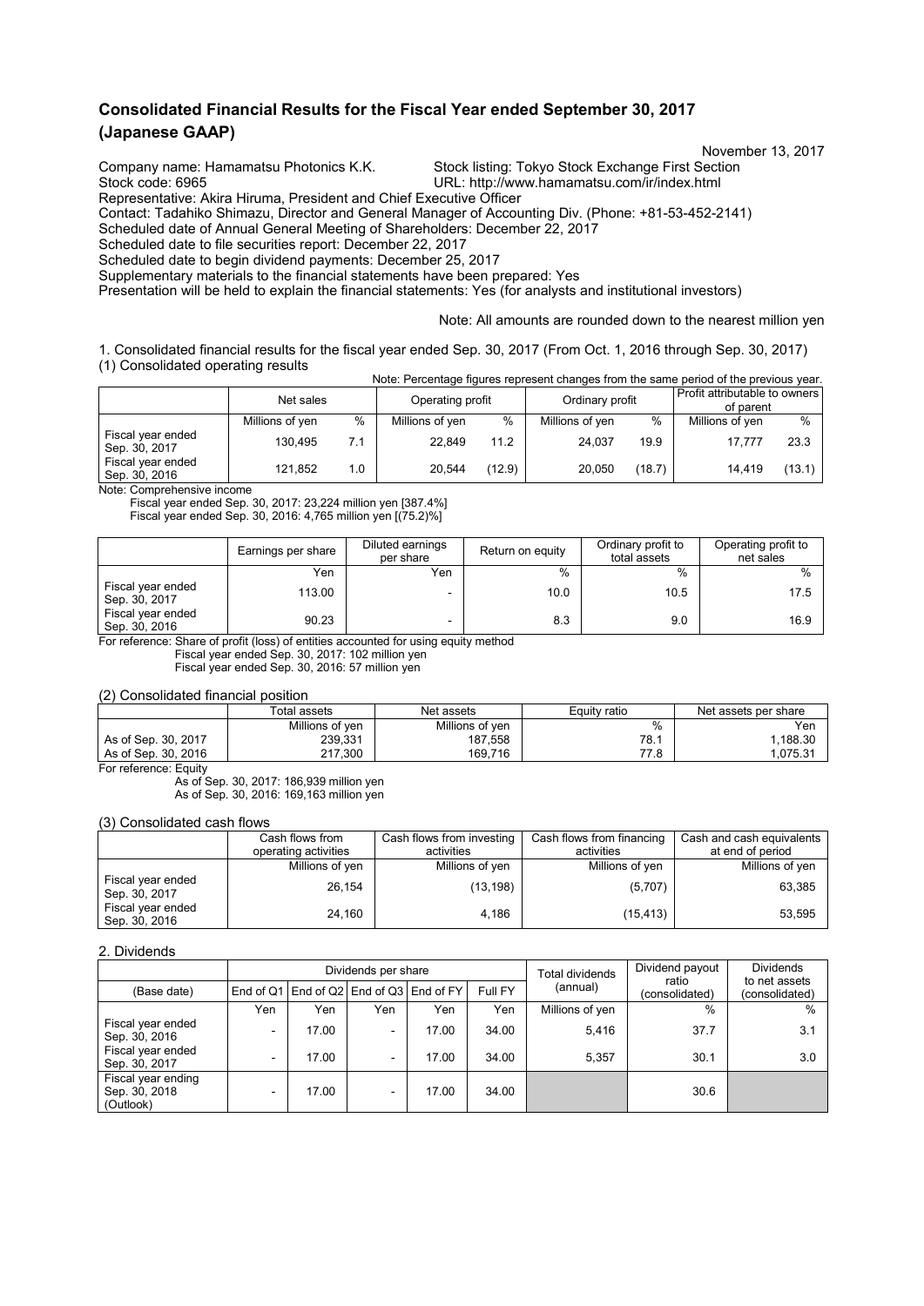# Consolidated Financial Results for the Fiscal Year ended September 30, 2017 (Japanese GAAP)

November 13, 2017

Company name: Hamamatsu Photonics K.K.  Stock listing: Tokyo Stock Exchange First Section
Stock code: 6965  URL: http://www.hamamatsu.com/ir/index.html
Representative: Akira Hiruma, President and Chief Executive Officer
Contact: Tadahiko Shimazu, Director and General Manager of Accounting Div. (Phone: +81-53-452-2141)
Scheduled date of Annual General Meeting of Shareholders: December 22, 2017
Scheduled date to file securities report: December 22, 2017
Scheduled date to begin dividend payments: December 25, 2017
Supplementary materials to the financial statements have been prepared: Yes
Presentation will be held to explain the financial statements: Yes (for analysts and institutional investors)

Note: All amounts are rounded down to the nearest million yen

1. Consolidated financial results for the fiscal year ended Sep. 30, 2017 (From Oct. 1, 2016 through Sep. 30, 2017)

(1) Consolidated operating results

Note: Percentage figures represent changes from the same period of the previous year.

| | Net sales | | Operating profit | | Ordinary profit | | Profit attributable to owners of parent | |
|---|---|---|---|---|---|---|---|---|
| | Millions of yen | % | Millions of yen | % | Millions of yen | % | Millions of yen | % |
| Fiscal year ended Sep. 30, 2017 | 130,495 | 7.1 | 22,849 | 11.2 | 24,037 | 19.9 | 17,777 | 23.3 |
| Fiscal year ended Sep. 30, 2016 | 121,852 | 1.0 | 20,544 | (12.9) | 20,050 | (18.7) | 14,419 | (13.1) |

Note: Comprehensive income
Fiscal year ended Sep. 30, 2017: 23,224 million yen [387.4%]
Fiscal year ended Sep. 30, 2016: 4,765 million yen [(75.2)%]

| | Earnings per share | Diluted earnings per share | Return on equity | Ordinary profit to total assets | Operating profit to net sales |
|---|---|---|---|---|---|
| | Yen | Yen | % | % | % |
| Fiscal year ended Sep. 30, 2017 | 113.00 | - | 10.0 | 10.5 | 17.5 |
| Fiscal year ended Sep. 30, 2016 | 90.23 | - | 8.3 | 9.0 | 16.9 |

For reference: Share of profit (loss) of entities accounted for using equity method
Fiscal year ended Sep. 30, 2017: 102 million yen
Fiscal year ended Sep. 30, 2016: 57 million yen

(2) Consolidated financial position

| | Total assets | Net assets | Equity ratio | Net assets per share |
|---|---|---|---|---|
| | Millions of yen | Millions of yen | % | Yen |
| As of Sep. 30, 2017 | 239,331 | 187,558 | 78.1 | 1,188.30 |
| As of Sep. 30, 2016 | 217,300 | 169,716 | 77.8 | 1,075.31 |

For reference: Equity
As of Sep. 30, 2017: 186,939 million yen
As of Sep. 30, 2016: 169,163 million yen

(3) Consolidated cash flows

| | Cash flows from operating activities | Cash flows from investing activities | Cash flows from financing activities | Cash and cash equivalents at end of period |
|---|---|---|---|---|
| | Millions of yen | Millions of yen | Millions of yen | Millions of yen |
| Fiscal year ended Sep. 30, 2017 | 26,154 | (13,198) | (5,707) | 63,385 |
| Fiscal year ended Sep. 30, 2016 | 24,160 | 4,186 | (15,413) | 53,595 |

2. Dividends

| | Dividends per share | | | | | Total dividends (annual) | Dividend payout ratio (consolidated) | Dividends to net assets (consolidated) |
|---|---|---|---|---|---|---|---|---|
| (Base date) | End of Q1 | End of Q2 | End of Q3 | End of FY | Full FY | | | |
| | Yen | Yen | Yen | Yen | Yen | Millions of yen | % | % |
| Fiscal year ended Sep. 30, 2016 | - | 17.00 | - | 17.00 | 34.00 | 5,416 | 37.7 | 3.1 |
| Fiscal year ended Sep. 30, 2017 | - | 17.00 | - | 17.00 | 34.00 | 5,357 | 30.1 | 3.0 |
| Fiscal year ending Sep. 30, 2018 (Outlook) | - | 17.00 | - | 17.00 | 34.00 | | 30.6 | |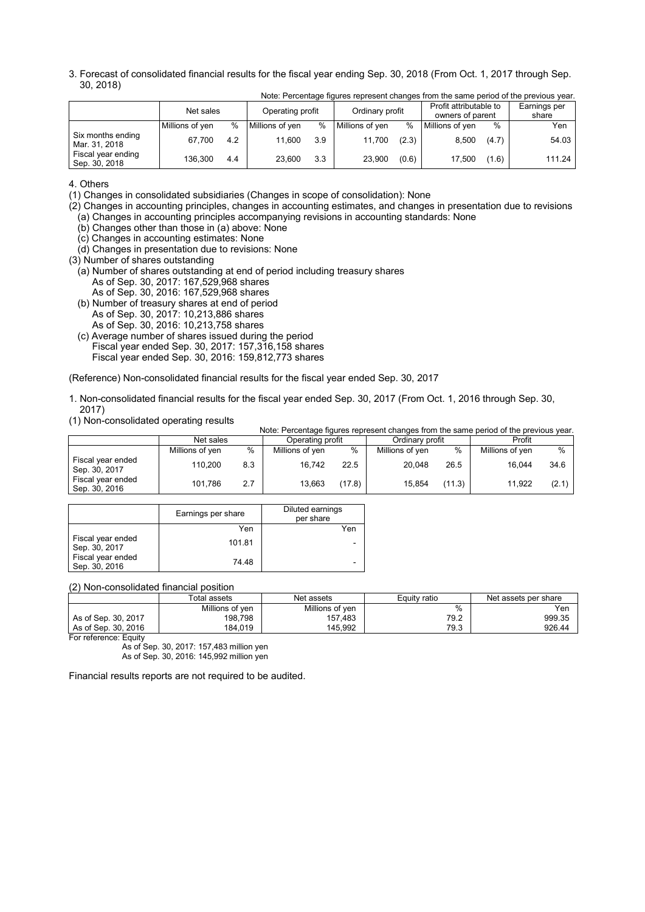3. Forecast of consolidated financial results for the fiscal year ending Sep. 30, 2018 (From Oct. 1, 2017 through Sep. 30, 2018)

Note: Percentage figures represent changes from the same period of the previous year.

| | Net sales | | Operating profit | | Ordinary profit | | Profit attributable to owners of parent | | Earnings per share |
|---|---|---|---|---|---|---|---|---|---|
| | Millions of yen | % | Millions of yen | % | Millions of yen | % | Millions of yen | % | Yen |
| Six months ending Mar. 31, 2018 | 67,700 | 4.2 | 11,600 | 3.9 | 11,700 | (2.3) | 8,500 | (4.7) | 54.03 |
| Fiscal year ending Sep. 30, 2018 | 136,300 | 4.4 | 23,600 | 3.3 | 23,900 | (0.6) | 17,500 | (1.6) | 111.24 |

4. Others

(1) Changes in consolidated subsidiaries (Changes in scope of consolidation): None

(2) Changes in accounting principles, changes in accounting estimates, and changes in presentation due to revisions
- (a) Changes in accounting principles accompanying revisions in accounting standards: None
- (b) Changes other than those in (a) above: None
- (c) Changes in accounting estimates: None
- (d) Changes in presentation due to revisions: None

(3) Number of shares outstanding
- (a) Number of shares outstanding at end of period including treasury shares
  - As of Sep. 30, 2017: 167,529,968 shares
  - As of Sep. 30, 2016: 167,529,968 shares
- (b) Number of treasury shares at end of period
  - As of Sep. 30, 2017: 10,213,886 shares
  - As of Sep. 30, 2016: 10,213,758 shares
- (c) Average number of shares issued during the period
  - Fiscal year ended Sep. 30, 2017: 157,316,158 shares
  - Fiscal year ended Sep. 30, 2016: 159,812,773 shares

(Reference) Non-consolidated financial results for the fiscal year ended Sep. 30, 2017

1. Non-consolidated financial results for the fiscal year ended Sep. 30, 2017 (From Oct. 1, 2016 through Sep. 30, 2017)

(1) Non-consolidated operating results

Note: Percentage figures represent changes from the same period of the previous year.

| | Net sales | | Operating profit | | Ordinary profit | | Profit | |
|---|---|---|---|---|---|---|---|---|
| | Millions of yen | % | Millions of yen | % | Millions of yen | % | Millions of yen | % |
| Fiscal year ended Sep. 30, 2017 | 110,200 | 8.3 | 16,742 | 22.5 | 20,048 | 26.5 | 16,044 | 34.6 |
| Fiscal year ended Sep. 30, 2016 | 101,786 | 2.7 | 13,663 | (17.8) | 15,854 | (11.3) | 11,922 | (2.1) |

| | Earnings per share | Diluted earnings per share |
|---|---|---|
| | Yen | Yen |
| Fiscal year ended Sep. 30, 2017 | 101.81 | - |
| Fiscal year ended Sep. 30, 2016 | 74.48 | - |

(2) Non-consolidated financial position

| | Total assets | Net assets | Equity ratio | Net assets per share |
|---|---|---|---|---|
| | Millions of yen | Millions of yen | % | Yen |
| As of Sep. 30, 2017 | 198,798 | 157,483 | 79.2 | 999.35 |
| As of Sep. 30, 2016 | 184,019 | 145,992 | 79.3 | 926.44 |

For reference: Equity
- As of Sep. 30, 2017: 157,483 million yen
- As of Sep. 30, 2016: 145,992 million yen

Financial results reports are not required to be audited.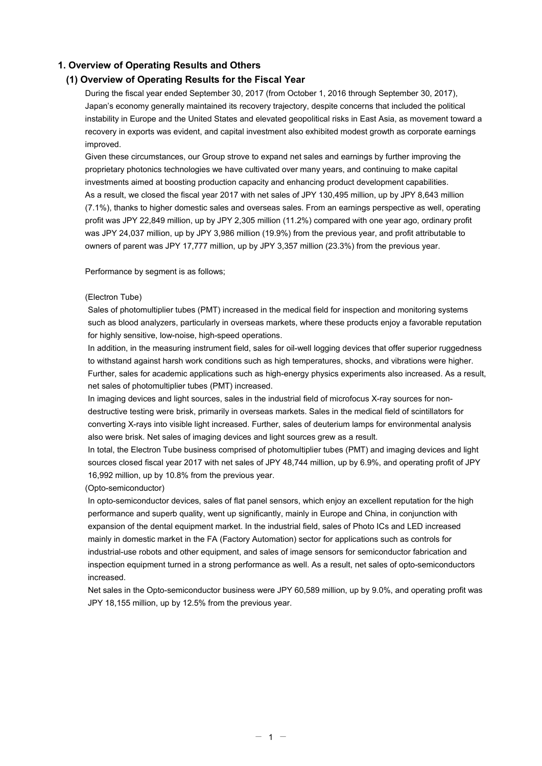# 1. Overview of Operating Results and Others

## (1) Overview of Operating Results for the Fiscal Year

During the fiscal year ended September 30, 2017 (from October 1, 2016 through September 30, 2017), Japan's economy generally maintained its recovery trajectory, despite concerns that included the political instability in Europe and the United States and elevated geopolitical risks in East Asia, as movement toward a recovery in exports was evident, and capital investment also exhibited modest growth as corporate earnings improved.

Given these circumstances, our Group strove to expand net sales and earnings by further improving the proprietary photonics technologies we have cultivated over many years, and continuing to make capital investments aimed at boosting production capacity and enhancing product development capabilities.

As a result, we closed the fiscal year 2017 with net sales of JPY 130,495 million, up by JPY 8,643 million (7.1%), thanks to higher domestic sales and overseas sales. From an earnings perspective as well, operating profit was JPY 22,849 million, up by JPY 2,305 million (11.2%) compared with one year ago, ordinary profit was JPY 24,037 million, up by JPY 3,986 million (19.9%) from the previous year, and profit attributable to owners of parent was JPY 17,777 million, up by JPY 3,357 million (23.3%) from the previous year.

Performance by segment is as follows;

(Electron Tube)

Sales of photomultiplier tubes (PMT) increased in the medical field for inspection and monitoring systems such as blood analyzers, particularly in overseas markets, where these products enjoy a favorable reputation for highly sensitive, low-noise, high-speed operations.

In addition, in the measuring instrument field, sales for oil-well logging devices that offer superior ruggedness to withstand against harsh work conditions such as high temperatures, shocks, and vibrations were higher. Further, sales for academic applications such as high-energy physics experiments also increased. As a result, net sales of photomultiplier tubes (PMT) increased.

In imaging devices and light sources, sales in the industrial field of microfocus X-ray sources for non-destructive testing were brisk, primarily in overseas markets. Sales in the medical field of scintillators for converting X-rays into visible light increased. Further, sales of deuterium lamps for environmental analysis also were brisk. Net sales of imaging devices and light sources grew as a result.

In total, the Electron Tube business comprised of photomultiplier tubes (PMT) and imaging devices and light sources closed fiscal year 2017 with net sales of JPY 48,744 million, up by 6.9%, and operating profit of JPY 16,992 million, up by 10.8% from the previous year.

(Opto-semiconductor)

In opto-semiconductor devices, sales of flat panel sensors, which enjoy an excellent reputation for the high performance and superb quality, went up significantly, mainly in Europe and China, in conjunction with expansion of the dental equipment market. In the industrial field, sales of Photo ICs and LED increased mainly in domestic market in the FA (Factory Automation) sector for applications such as controls for industrial-use robots and other equipment, and sales of image sensors for semiconductor fabrication and inspection equipment turned in a strong performance as well. As a result, net sales of opto-semiconductors increased.

Net sales in the Opto-semiconductor business were JPY 60,589 million, up by 9.0%, and operating profit was JPY 18,155 million, up by 12.5% from the previous year.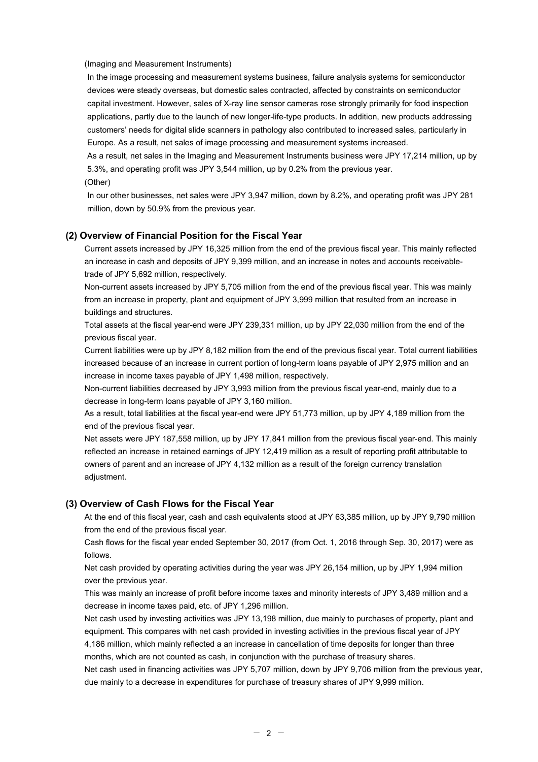(Imaging and Measurement Instruments)

In the image processing and measurement systems business, failure analysis systems for semiconductor devices were steady overseas, but domestic sales contracted, affected by constraints on semiconductor capital investment. However, sales of X-ray line sensor cameras rose strongly primarily for food inspection applications, partly due to the launch of new longer-life-type products. In addition, new products addressing customers' needs for digital slide scanners in pathology also contributed to increased sales, particularly in Europe. As a result, net sales of image processing and measurement systems increased.

As a result, net sales in the Imaging and Measurement Instruments business were JPY 17,214 million, up by 5.3%, and operating profit was JPY 3,544 million, up by 0.2% from the previous year.

(Other)

In our other businesses, net sales were JPY 3,947 million, down by 8.2%, and operating profit was JPY 281 million, down by 50.9% from the previous year.

### (2) Overview of Financial Position for the Fiscal Year

Current assets increased by JPY 16,325 million from the end of the previous fiscal year. This mainly reflected an increase in cash and deposits of JPY 9,399 million, and an increase in notes and accounts receivable-trade of JPY 5,692 million, respectively.

Non-current assets increased by JPY 5,705 million from the end of the previous fiscal year. This was mainly from an increase in property, plant and equipment of JPY 3,999 million that resulted from an increase in buildings and structures.

Total assets at the fiscal year-end were JPY 239,331 million, up by JPY 22,030 million from the end of the previous fiscal year.

Current liabilities were up by JPY 8,182 million from the end of the previous fiscal year. Total current liabilities increased because of an increase in current portion of long-term loans payable of JPY 2,975 million and an increase in income taxes payable of JPY 1,498 million, respectively.

Non-current liabilities decreased by JPY 3,993 million from the previous fiscal year-end, mainly due to a decrease in long-term loans payable of JPY 3,160 million.

As a result, total liabilities at the fiscal year-end were JPY 51,773 million, up by JPY 4,189 million from the end of the previous fiscal year.

Net assets were JPY 187,558 million, up by JPY 17,841 million from the previous fiscal year-end. This mainly reflected an increase in retained earnings of JPY 12,419 million as a result of reporting profit attributable to owners of parent and an increase of JPY 4,132 million as a result of the foreign currency translation adjustment.

### (3) Overview of Cash Flows for the Fiscal Year

At the end of this fiscal year, cash and cash equivalents stood at JPY 63,385 million, up by JPY 9,790 million from the end of the previous fiscal year.

Cash flows for the fiscal year ended September 30, 2017 (from Oct. 1, 2016 through Sep. 30, 2017) were as follows.

Net cash provided by operating activities during the year was JPY 26,154 million, up by JPY 1,994 million over the previous year.

This was mainly an increase of profit before income taxes and minority interests of JPY 3,489 million and a decrease in income taxes paid, etc. of JPY 1,296 million.

Net cash used by investing activities was JPY 13,198 million, due mainly to purchases of property, plant and equipment. This compares with net cash provided in investing activities in the previous fiscal year of JPY 4,186 million, which mainly reflected a an increase in cancellation of time deposits for longer than three months, which are not counted as cash, in conjunction with the purchase of treasury shares.

Net cash used in financing activities was JPY 5,707 million, down by JPY 9,706 million from the previous year, due mainly to a decrease in expenditures for purchase of treasury shares of JPY 9,999 million.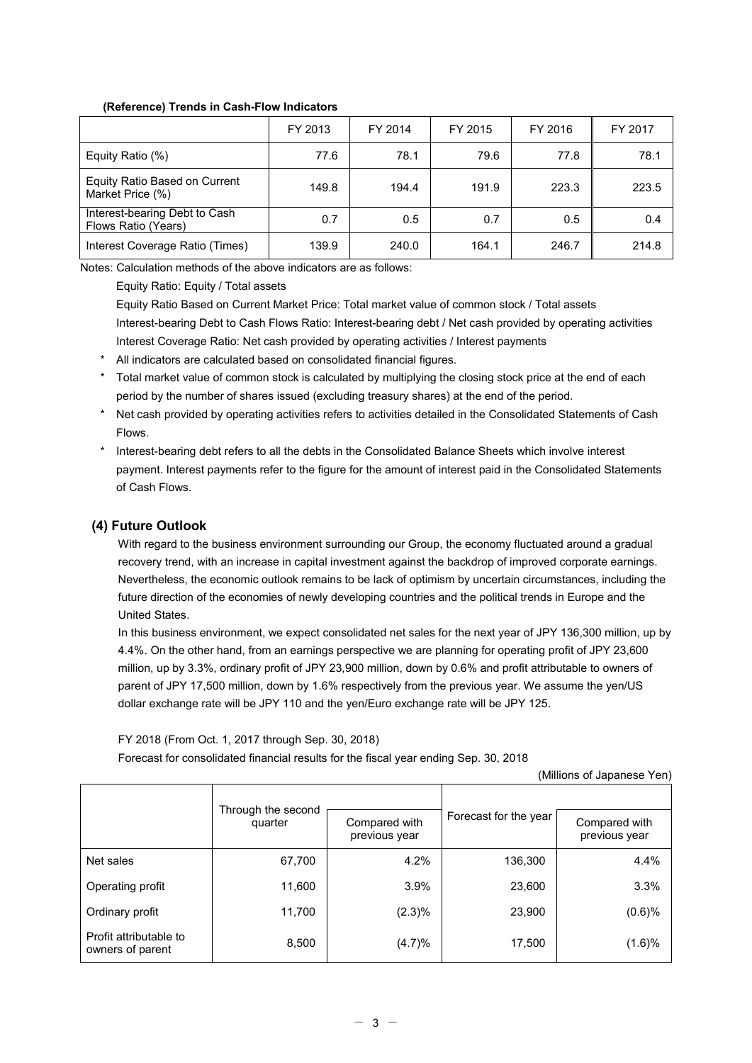**(Reference) Trends in Cash-Flow Indicators**

| | FY 2013 | FY 2014 | FY 2015 | FY 2016 | FY 2017 |
|---|---|---|---|---|---|
| Equity Ratio (%) | 77.6 | 78.1 | 79.6 | 77.8 | 78.1 |
| Equity Ratio Based on Current Market Price (%) | 149.8 | 194.4 | 191.9 | 223.3 | 223.5 |
| Interest-bearing Debt to Cash Flows Ratio (Years) | 0.7 | 0.5 | 0.7 | 0.5 | 0.4 |
| Interest Coverage Ratio (Times) | 139.9 | 240.0 | 164.1 | 246.7 | 214.8 |

Notes: Calculation methods of the above indicators are as follows:

Equity Ratio: Equity / Total assets

Equity Ratio Based on Current Market Price: Total market value of common stock / Total assets

Interest-bearing Debt to Cash Flows Ratio: Interest-bearing debt / Net cash provided by operating activities

Interest Coverage Ratio: Net cash provided by operating activities / Interest payments

* All indicators are calculated based on consolidated financial figures.
* Total market value of common stock is calculated by multiplying the closing stock price at the end of each period by the number of shares issued (excluding treasury shares) at the end of the period.
* Net cash provided by operating activities refers to activities detailed in the Consolidated Statements of Cash Flows.
* Interest-bearing debt refers to all the debts in the Consolidated Balance Sheets which involve interest payment. Interest payments refer to the figure for the amount of interest paid in the Consolidated Statements of Cash Flows.

## (4) Future Outlook

With regard to the business environment surrounding our Group, the economy fluctuated around a gradual recovery trend, with an increase in capital investment against the backdrop of improved corporate earnings. Nevertheless, the economic outlook remains to be lack of optimism by uncertain circumstances, including the future direction of the economies of newly developing countries and the political trends in Europe and the United States.

In this business environment, we expect consolidated net sales for the next year of JPY 136,300 million, up by 4.4%. On the other hand, from an earnings perspective we are planning for operating profit of JPY 23,600 million, up by 3.3%, ordinary profit of JPY 23,900 million, down by 0.6% and profit attributable to owners of parent of JPY 17,500 million, down by 1.6% respectively from the previous year. We assume the yen/US dollar exchange rate will be JPY 110 and the yen/Euro exchange rate will be JPY 125.

FY 2018 (From Oct. 1, 2017 through Sep. 30, 2018)

Forecast for consolidated financial results for the fiscal year ending Sep. 30, 2018

(Millions of Japanese Yen)

| | Through the second quarter | Compared with previous year | Forecast for the year | Compared with previous year |
|---|---|---|---|---|
| Net sales | 67,700 | 4.2% | 136,300 | 4.4% |
| Operating profit | 11,600 | 3.9% | 23,600 | 3.3% |
| Ordinary profit | 11,700 | (2.3)% | 23,900 | (0.6)% |
| Profit attributable to owners of parent | 8,500 | (4.7)% | 17,500 | (1.6)% |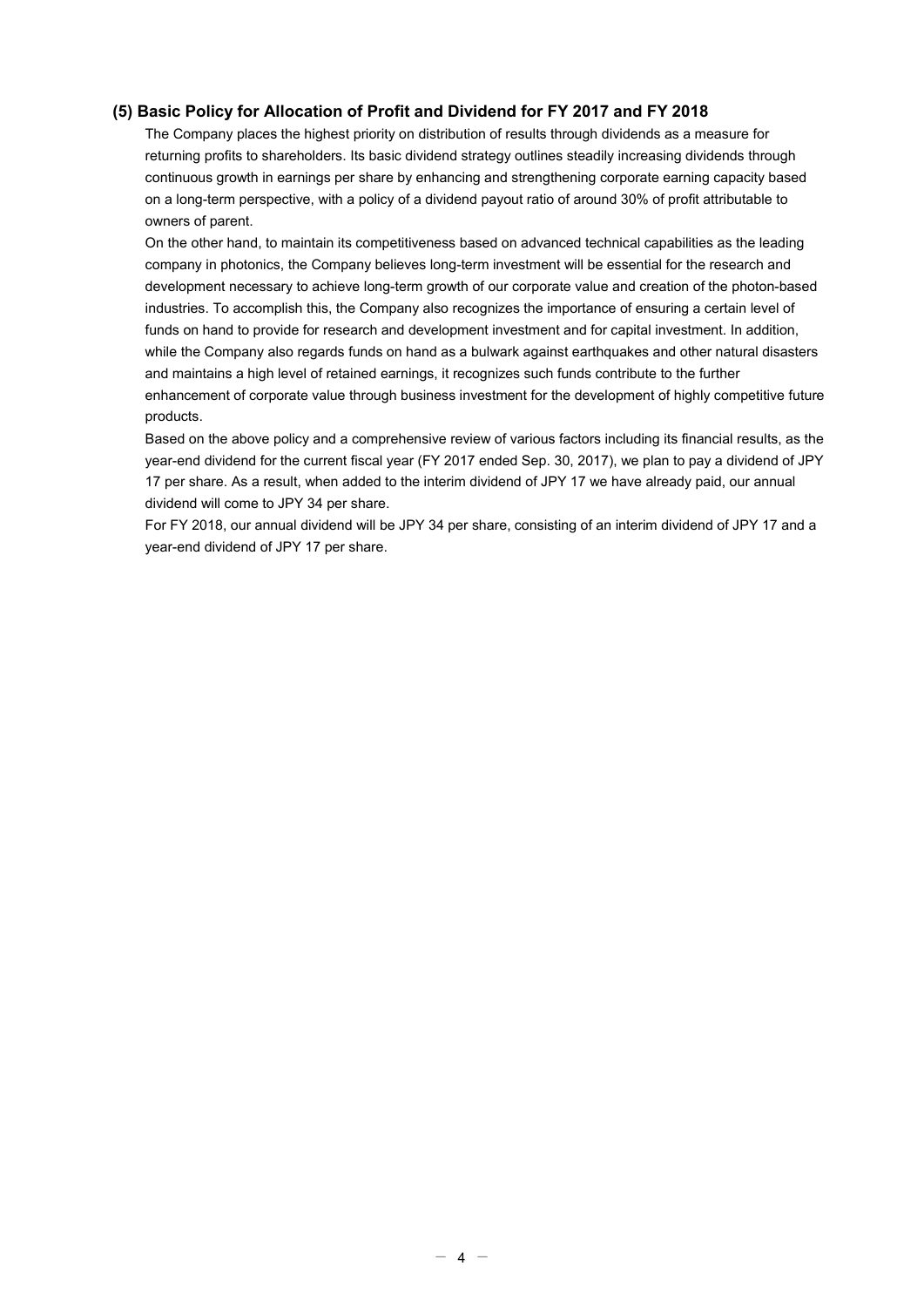### (5) Basic Policy for Allocation of Profit and Dividend for FY 2017 and FY 2018

The Company places the highest priority on distribution of results through dividends as a measure for returning profits to shareholders. Its basic dividend strategy outlines steadily increasing dividends through continuous growth in earnings per share by enhancing and strengthening corporate earning capacity based on a long-term perspective, with a policy of a dividend payout ratio of around 30% of profit attributable to owners of parent.

On the other hand, to maintain its competitiveness based on advanced technical capabilities as the leading company in photonics, the Company believes long-term investment will be essential for the research and development necessary to achieve long-term growth of our corporate value and creation of the photon-based industries. To accomplish this, the Company also recognizes the importance of ensuring a certain level of funds on hand to provide for research and development investment and for capital investment. In addition, while the Company also regards funds on hand as a bulwark against earthquakes and other natural disasters and maintains a high level of retained earnings, it recognizes such funds contribute to the further enhancement of corporate value through business investment for the development of highly competitive future products.

Based on the above policy and a comprehensive review of various factors including its financial results, as the year-end dividend for the current fiscal year (FY 2017 ended Sep. 30, 2017), we plan to pay a dividend of JPY 17 per share. As a result, when added to the interim dividend of JPY 17 we have already paid, our annual dividend will come to JPY 34 per share.

For FY 2018, our annual dividend will be JPY 34 per share, consisting of an interim dividend of JPY 17 and a year-end dividend of JPY 17 per share.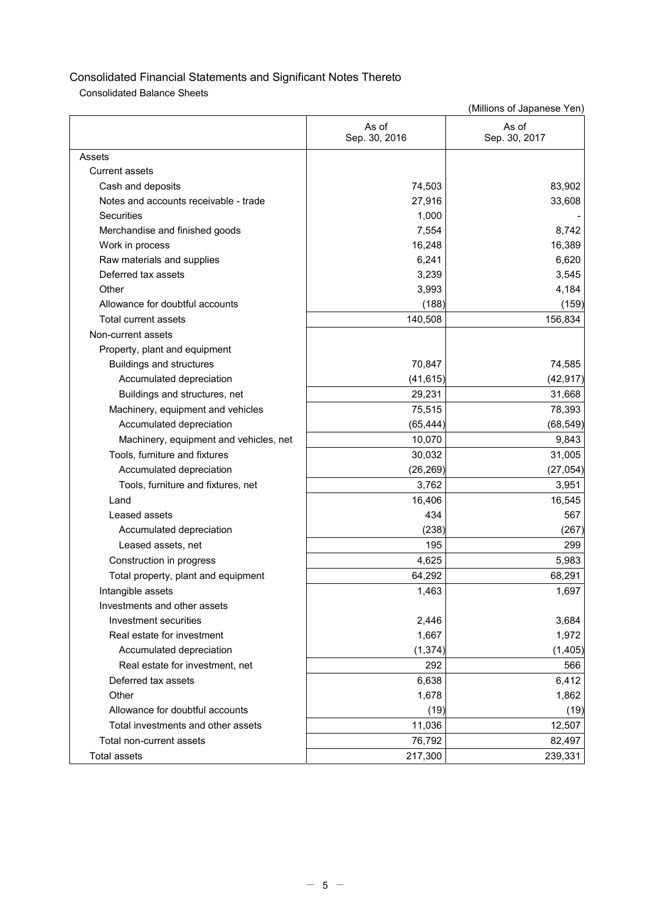## Consolidated Financial Statements and Significant Notes Thereto

### Consolidated Balance Sheets

(Millions of Japanese Yen)

| | As of Sep. 30, 2016 | As of Sep. 30, 2017 |
|---|---|---|
| Assets | | |
| Current assets | | |
| Cash and deposits | 74,503 | 83,902 |
| Notes and accounts receivable - trade | 27,916 | 33,608 |
| Securities | 1,000 | - |
| Merchandise and finished goods | 7,554 | 8,742 |
| Work in process | 16,248 | 16,389 |
| Raw materials and supplies | 6,241 | 6,620 |
| Deferred tax assets | 3,239 | 3,545 |
| Other | 3,993 | 4,184 |
| Allowance for doubtful accounts | (188) | (159) |
| Total current assets | 140,508 | 156,834 |
| Non-current assets | | |
| Property, plant and equipment | | |
| Buildings and structures | 70,847 | 74,585 |
| Accumulated depreciation | (41,615) | (42,917) |
| Buildings and structures, net | 29,231 | 31,668 |
| Machinery, equipment and vehicles | 75,515 | 78,393 |
| Accumulated depreciation | (65,444) | (68,549) |
| Machinery, equipment and vehicles, net | 10,070 | 9,843 |
| Tools, furniture and fixtures | 30,032 | 31,005 |
| Accumulated depreciation | (26,269) | (27,054) |
| Tools, furniture and fixtures, net | 3,762 | 3,951 |
| Land | 16,406 | 16,545 |
| Leased assets | 434 | 567 |
| Accumulated depreciation | (238) | (267) |
| Leased assets, net | 195 | 299 |
| Construction in progress | 4,625 | 5,983 |
| Total property, plant and equipment | 64,292 | 68,291 |
| Intangible assets | 1,463 | 1,697 |
| Investments and other assets | | |
| Investment securities | 2,446 | 3,684 |
| Real estate for investment | 1,667 | 1,972 |
| Accumulated depreciation | (1,374) | (1,405) |
| Real estate for investment, net | 292 | 566 |
| Deferred tax assets | 6,638 | 6,412 |
| Other | 1,678 | 1,862 |
| Allowance for doubtful accounts | (19) | (19) |
| Total investments and other assets | 11,036 | 12,507 |
| Total non-current assets | 76,792 | 82,497 |
| Total assets | 217,300 | 239,331 |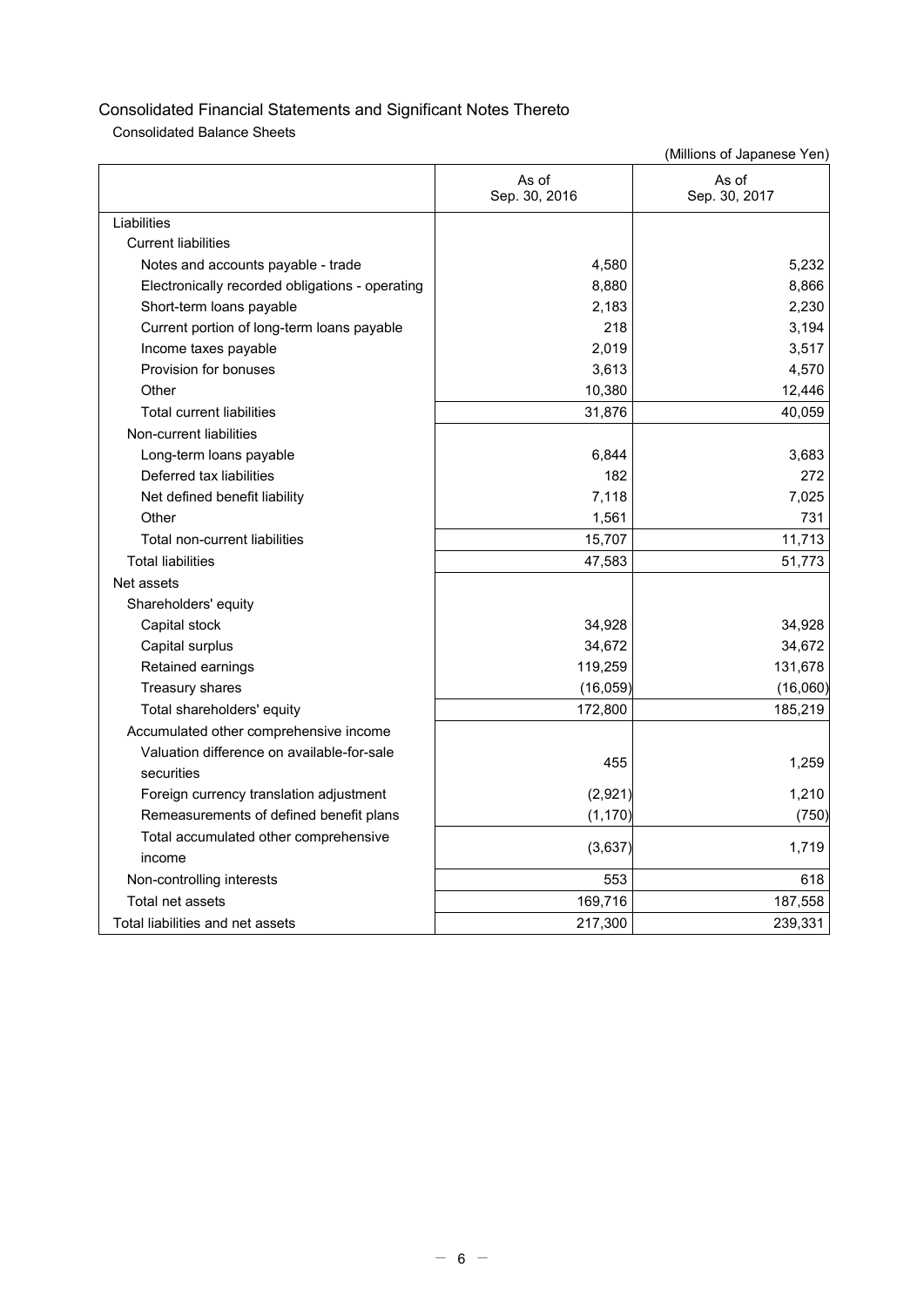## Consolidated Financial Statements and Significant Notes Thereto

### Consolidated Balance Sheets

(Millions of Japanese Yen)

| | As of Sep. 30, 2016 | As of Sep. 30, 2017 |
|---|---|---|
| Liabilities | | |
| Current liabilities | | |
| Notes and accounts payable - trade | 4,580 | 5,232 |
| Electronically recorded obligations - operating | 8,880 | 8,866 |
| Short-term loans payable | 2,183 | 2,230 |
| Current portion of long-term loans payable | 218 | 3,194 |
| Income taxes payable | 2,019 | 3,517 |
| Provision for bonuses | 3,613 | 4,570 |
| Other | 10,380 | 12,446 |
| Total current liabilities | 31,876 | 40,059 |
| Non-current liabilities | | |
| Long-term loans payable | 6,844 | 3,683 |
| Deferred tax liabilities | 182 | 272 |
| Net defined benefit liability | 7,118 | 7,025 |
| Other | 1,561 | 731 |
| Total non-current liabilities | 15,707 | 11,713 |
| Total liabilities | 47,583 | 51,773 |
| Net assets | | |
| Shareholders' equity | | |
| Capital stock | 34,928 | 34,928 |
| Capital surplus | 34,672 | 34,672 |
| Retained earnings | 119,259 | 131,678 |
| Treasury shares | (16,059) | (16,060) |
| Total shareholders' equity | 172,800 | 185,219 |
| Accumulated other comprehensive income | | |
| Valuation difference on available-for-sale securities | 455 | 1,259 |
| Foreign currency translation adjustment | (2,921) | 1,210 |
| Remeasurements of defined benefit plans | (1,170) | (750) |
| Total accumulated other comprehensive income | (3,637) | 1,719 |
| Non-controlling interests | 553 | 618 |
| Total net assets | 169,716 | 187,558 |
| Total liabilities and net assets | 217,300 | 239,331 |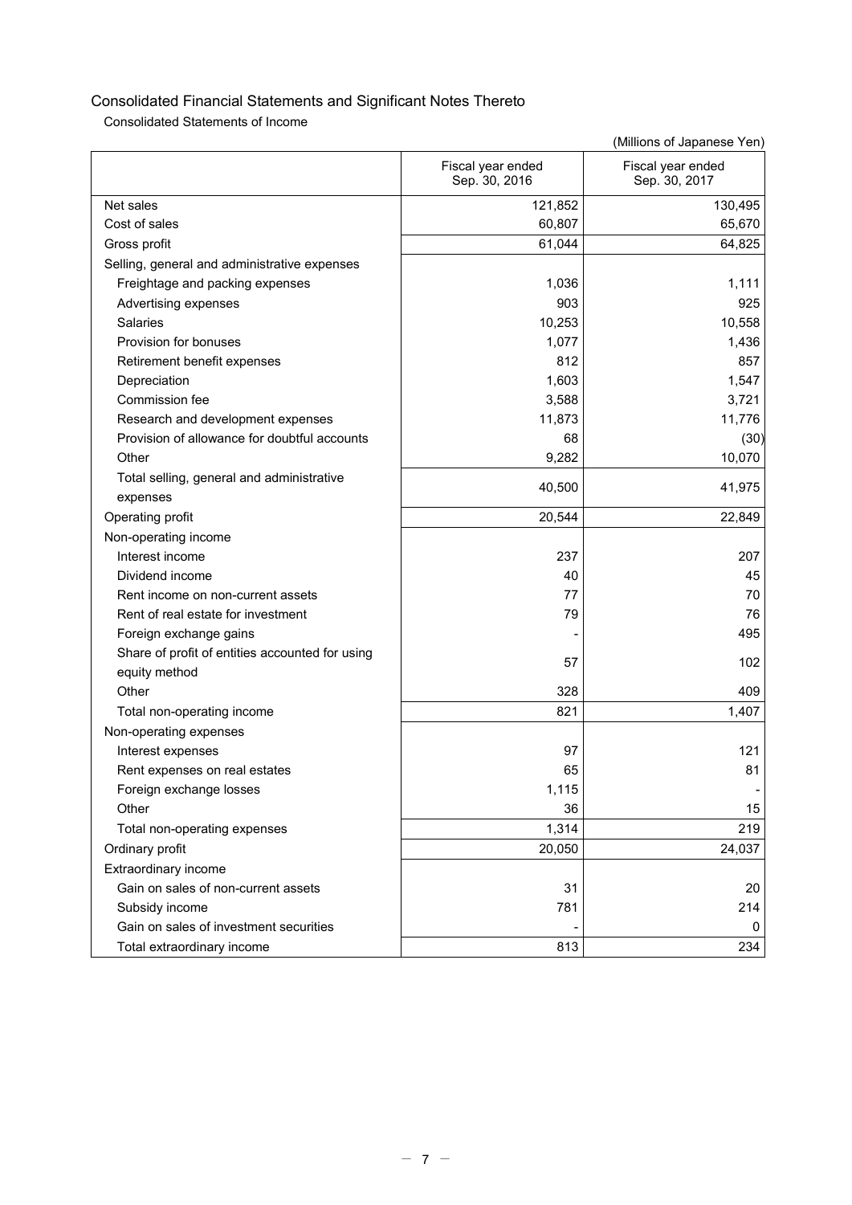## Consolidated Financial Statements and Significant Notes Thereto

### Consolidated Statements of Income

(Millions of Japanese Yen)

| | Fiscal year ended Sep. 30, 2016 | Fiscal year ended Sep. 30, 2017 |
|---|---|---|
| Net sales | 121,852 | 130,495 |
| Cost of sales | 60,807 | 65,670 |
| Gross profit | 61,044 | 64,825 |
| Selling, general and administrative expenses | | |
| Freightage and packing expenses | 1,036 | 1,111 |
| Advertising expenses | 903 | 925 |
| Salaries | 10,253 | 10,558 |
| Provision for bonuses | 1,077 | 1,436 |
| Retirement benefit expenses | 812 | 857 |
| Depreciation | 1,603 | 1,547 |
| Commission fee | 3,588 | 3,721 |
| Research and development expenses | 11,873 | 11,776 |
| Provision of allowance for doubtful accounts | 68 | (30) |
| Other | 9,282 | 10,070 |
| Total selling, general and administrative expenses | 40,500 | 41,975 |
| Operating profit | 20,544 | 22,849 |
| Non-operating income | | |
| Interest income | 237 | 207 |
| Dividend income | 40 | 45 |
| Rent income on non-current assets | 77 | 70 |
| Rent of real estate for investment | 79 | 76 |
| Foreign exchange gains | - | 495 |
| Share of profit of entities accounted for using equity method | 57 | 102 |
| Other | 328 | 409 |
| Total non-operating income | 821 | 1,407 |
| Non-operating expenses | | |
| Interest expenses | 97 | 121 |
| Rent expenses on real estates | 65 | 81 |
| Foreign exchange losses | 1,115 | - |
| Other | 36 | 15 |
| Total non-operating expenses | 1,314 | 219 |
| Ordinary profit | 20,050 | 24,037 |
| Extraordinary income | | |
| Gain on sales of non-current assets | 31 | 20 |
| Subsidy income | 781 | 214 |
| Gain on sales of investment securities | - | 0 |
| Total extraordinary income | 813 | 234 |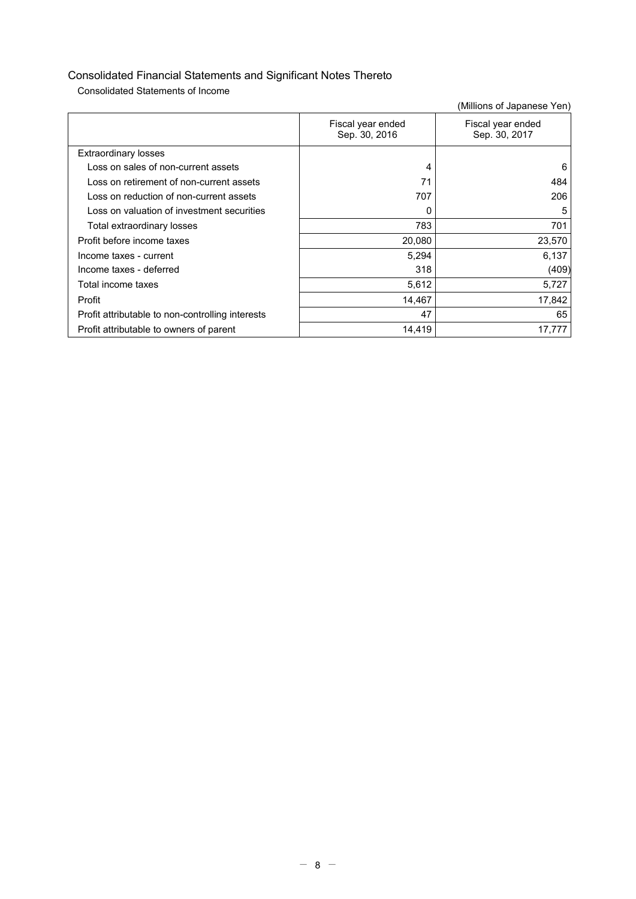## Consolidated Financial Statements and Significant Notes Thereto

### Consolidated Statements of Income

(Millions of Japanese Yen)

| | Fiscal year ended Sep. 30, 2016 | Fiscal year ended Sep. 30, 2017 |
|---|---|---|
| Extraordinary losses | | |
| Loss on sales of non-current assets | 4 | 6 |
| Loss on retirement of non-current assets | 71 | 484 |
| Loss on reduction of non-current assets | 707 | 206 |
| Loss on valuation of investment securities | 0 | 5 |
| Total extraordinary losses | 783 | 701 |
| Profit before income taxes | 20,080 | 23,570 |
| Income taxes - current | 5,294 | 6,137 |
| Income taxes - deferred | 318 | (409) |
| Total income taxes | 5,612 | 5,727 |
| Profit | 14,467 | 17,842 |
| Profit attributable to non-controlling interests | 47 | 65 |
| Profit attributable to owners of parent | 14,419 | 17,777 |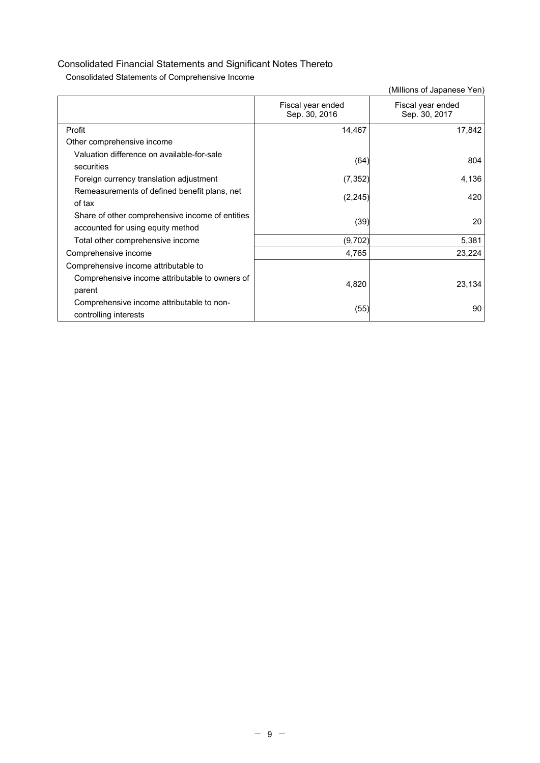## Consolidated Financial Statements and Significant Notes Thereto

### Consolidated Statements of Comprehensive Income

(Millions of Japanese Yen)

| | Fiscal year ended Sep. 30, 2016 | Fiscal year ended Sep. 30, 2017 |
|---|---|---|
| Profit | 14,467 | 17,842 |
| Other comprehensive income | | |
| Valuation difference on available-for-sale securities | (64) | 804 |
| Foreign currency translation adjustment | (7,352) | 4,136 |
| Remeasurements of defined benefit plans, net of tax | (2,245) | 420 |
| Share of other comprehensive income of entities accounted for using equity method | (39) | 20 |
| Total other comprehensive income | (9,702) | 5,381 |
| Comprehensive income | 4,765 | 23,224 |
| Comprehensive income attributable to | | |
| Comprehensive income attributable to owners of parent | 4,820 | 23,134 |
| Comprehensive income attributable to non-controlling interests | (55) | 90 |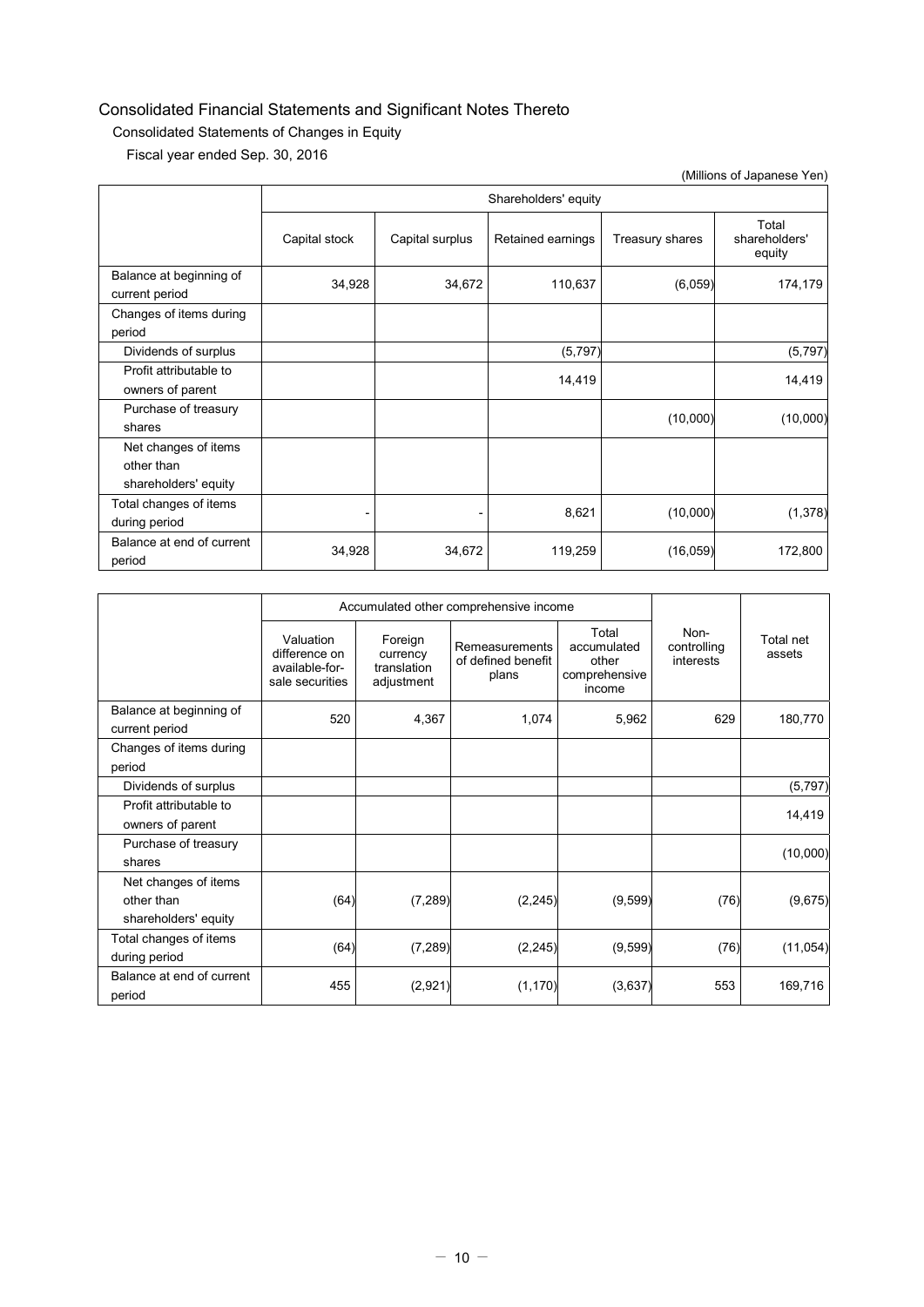## Consolidated Financial Statements and Significant Notes Thereto

### Consolidated Statements of Changes in Equity

Fiscal year ended Sep. 30, 2016

(Millions of Japanese Yen)

| | Shareholders' equity | | | | |
|---|---|---|---|---|---|
| | Capital stock | Capital surplus | Retained earnings | Treasury shares | Total shareholders' equity |
| Balance at beginning of current period | 34,928 | 34,672 | 110,637 | (6,059) | 174,179 |
| Changes of items during period | | | | | |
| Dividends of surplus | | | (5,797) | | (5,797) |
| Profit attributable to owners of parent | | | 14,419 | | 14,419 |
| Purchase of treasury shares | | | | (10,000) | (10,000) |
| Net changes of items other than shareholders' equity | | | | | |
| Total changes of items during period | - | - | 8,621 | (10,000) | (1,378) |
| Balance at end of current period | 34,928 | 34,672 | 119,259 | (16,059) | 172,800 |

| | Accumulated other comprehensive income | | | | Non-controlling interests | Total net assets |
|---|---|---|---|---|---|---|
| | Valuation difference on available-for-sale securities | Foreign currency translation adjustment | Remeasurements of defined benefit plans | Total accumulated other comprehensive income | | |
| Balance at beginning of current period | 520 | 4,367 | 1,074 | 5,962 | 629 | 180,770 |
| Changes of items during period | | | | | | |
| Dividends of surplus | | | | | | (5,797) |
| Profit attributable to owners of parent | | | | | | 14,419 |
| Purchase of treasury shares | | | | | | (10,000) |
| Net changes of items other than shareholders' equity | (64) | (7,289) | (2,245) | (9,599) | (76) | (9,675) |
| Total changes of items during period | (64) | (7,289) | (2,245) | (9,599) | (76) | (11,054) |
| Balance at end of current period | 455 | (2,921) | (1,170) | (3,637) | 553 | 169,716 |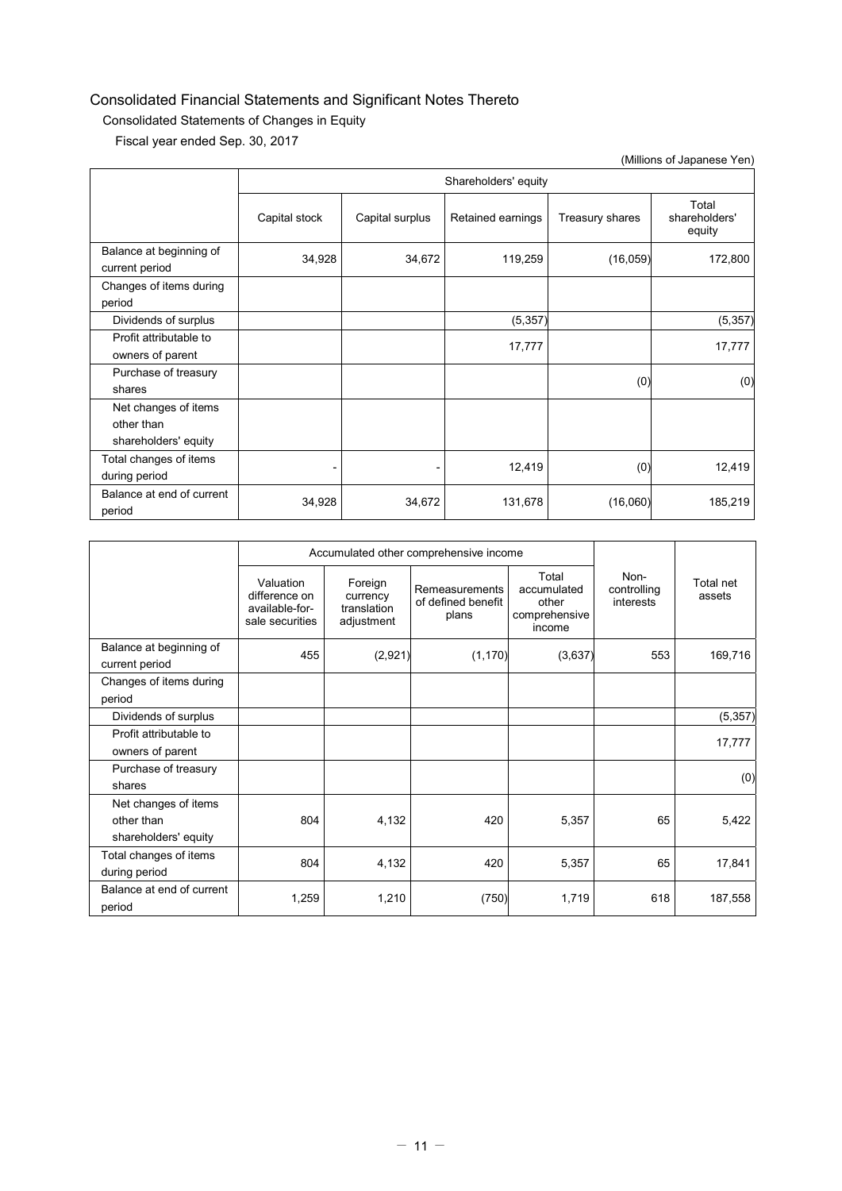## Consolidated Financial Statements and Significant Notes Thereto

### Consolidated Statements of Changes in Equity

Fiscal year ended Sep. 30, 2017

(Millions of Japanese Yen)

| | Shareholders' equity | | | | |
|---|---|---|---|---|---|
| | Capital stock | Capital surplus | Retained earnings | Treasury shares | Total shareholders' equity |
| Balance at beginning of current period | 34,928 | 34,672 | 119,259 | (16,059) | 172,800 |
| Changes of items during period | | | | | |
| Dividends of surplus | | | (5,357) | | (5,357) |
| Profit attributable to owners of parent | | | 17,777 | | 17,777 |
| Purchase of treasury shares | | | | (0) | (0) |
| Net changes of items other than shareholders' equity | | | | | |
| Total changes of items during period | - | - | 12,419 | (0) | 12,419 |
| Balance at end of current period | 34,928 | 34,672 | 131,678 | (16,060) | 185,219 |

| | Accumulated other comprehensive income | | | | Non-controlling interests | Total net assets |
|---|---|---|---|---|---|---|
| | Valuation difference on available-for-sale securities | Foreign currency translation adjustment | Remeasurements of defined benefit plans | Total accumulated other comprehensive income | | |
| Balance at beginning of current period | 455 | (2,921) | (1,170) | (3,637) | 553 | 169,716 |
| Changes of items during period | | | | | | |
| Dividends of surplus | | | | | | (5,357) |
| Profit attributable to owners of parent | | | | | | 17,777 |
| Purchase of treasury shares | | | | | | (0) |
| Net changes of items other than shareholders' equity | 804 | 4,132 | 420 | 5,357 | 65 | 5,422 |
| Total changes of items during period | 804 | 4,132 | 420 | 5,357 | 65 | 17,841 |
| Balance at end of current period | 1,259 | 1,210 | (750) | 1,719 | 618 | 187,558 |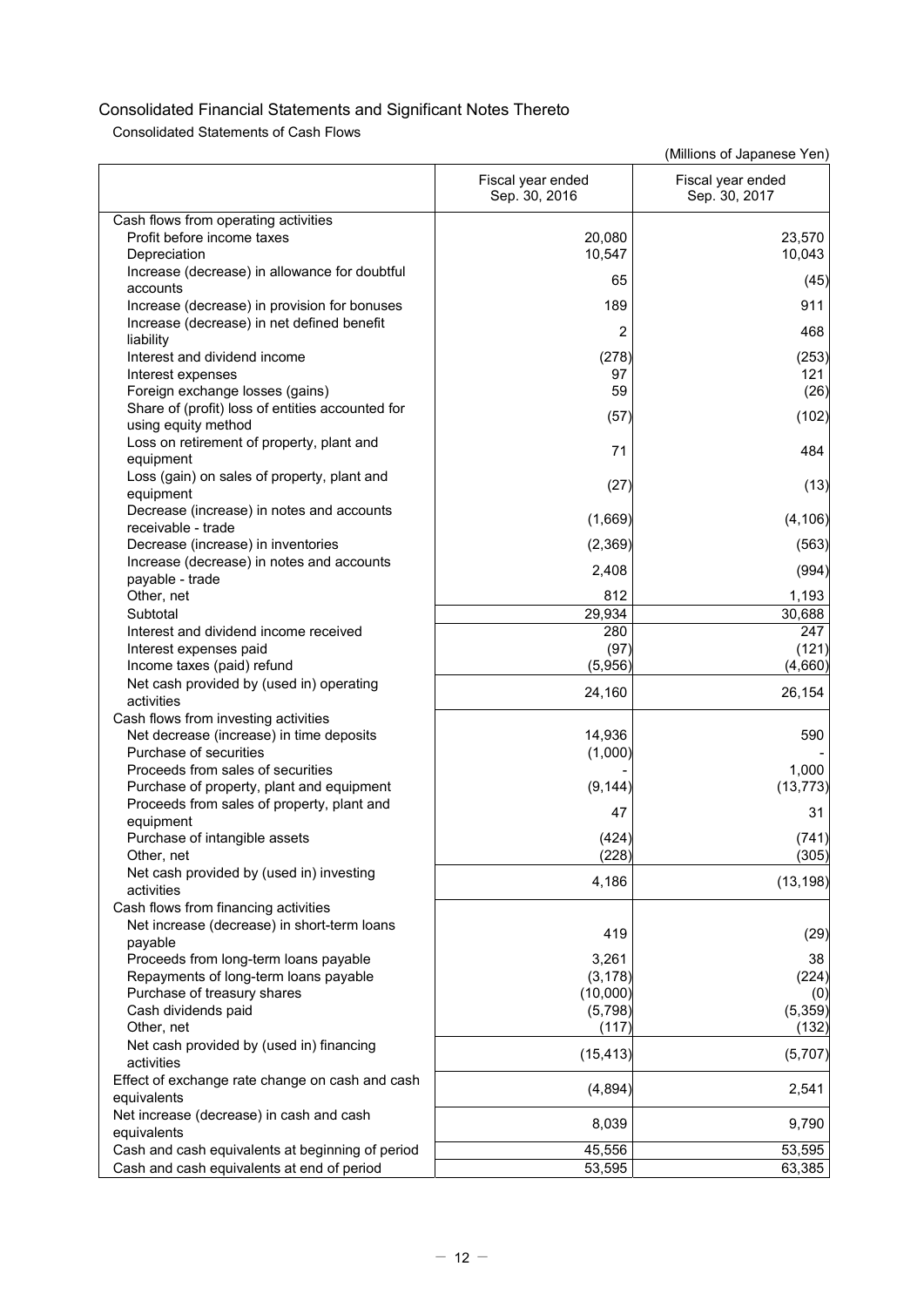## Consolidated Financial Statements and Significant Notes Thereto

### Consolidated Statements of Cash Flows

(Millions of Japanese Yen)

| | Fiscal year ended Sep. 30, 2016 | Fiscal year ended Sep. 30, 2017 |
|---|---|---|
| Cash flows from operating activities | | |
| Profit before income taxes | 20,080 | 23,570 |
| Depreciation | 10,547 | 10,043 |
| Increase (decrease) in allowance for doubtful accounts | 65 | (45) |
| Increase (decrease) in provision for bonuses | 189 | 911 |
| Increase (decrease) in net defined benefit liability | 2 | 468 |
| Interest and dividend income | (278) | (253) |
| Interest expenses | 97 | 121 |
| Foreign exchange losses (gains) | 59 | (26) |
| Share of (profit) loss of entities accounted for using equity method | (57) | (102) |
| Loss on retirement of property, plant and equipment | 71 | 484 |
| Loss (gain) on sales of property, plant and equipment | (27) | (13) |
| Decrease (increase) in notes and accounts receivable - trade | (1,669) | (4,106) |
| Decrease (increase) in inventories | (2,369) | (563) |
| Increase (decrease) in notes and accounts payable - trade | 2,408 | (994) |
| Other, net | 812 | 1,193 |
| Subtotal | 29,934 | 30,688 |
| Interest and dividend income received | 280 | 247 |
| Interest expenses paid | (97) | (121) |
| Income taxes (paid) refund | (5,956) | (4,660) |
| Net cash provided by (used in) operating activities | 24,160 | 26,154 |
| Cash flows from investing activities | | |
| Net decrease (increase) in time deposits | 14,936 | 590 |
| Purchase of securities | (1,000) | - |
| Proceeds from sales of securities | - | 1,000 |
| Purchase of property, plant and equipment | (9,144) | (13,773) |
| Proceeds from sales of property, plant and equipment | 47 | 31 |
| Purchase of intangible assets | (424) | (741) |
| Other, net | (228) | (305) |
| Net cash provided by (used in) investing activities | 4,186 | (13,198) |
| Cash flows from financing activities | | |
| Net increase (decrease) in short-term loans payable | 419 | (29) |
| Proceeds from long-term loans payable | 3,261 | 38 |
| Repayments of long-term loans payable | (3,178) | (224) |
| Purchase of treasury shares | (10,000) | (0) |
| Cash dividends paid | (5,798) | (5,359) |
| Other, net | (117) | (132) |
| Net cash provided by (used in) financing activities | (15,413) | (5,707) |
| Effect of exchange rate change on cash and cash equivalents | (4,894) | 2,541 |
| Net increase (decrease) in cash and cash equivalents | 8,039 | 9,790 |
| Cash and cash equivalents at beginning of period | 45,556 | 53,595 |
| Cash and cash equivalents at end of period | 53,595 | 63,385 |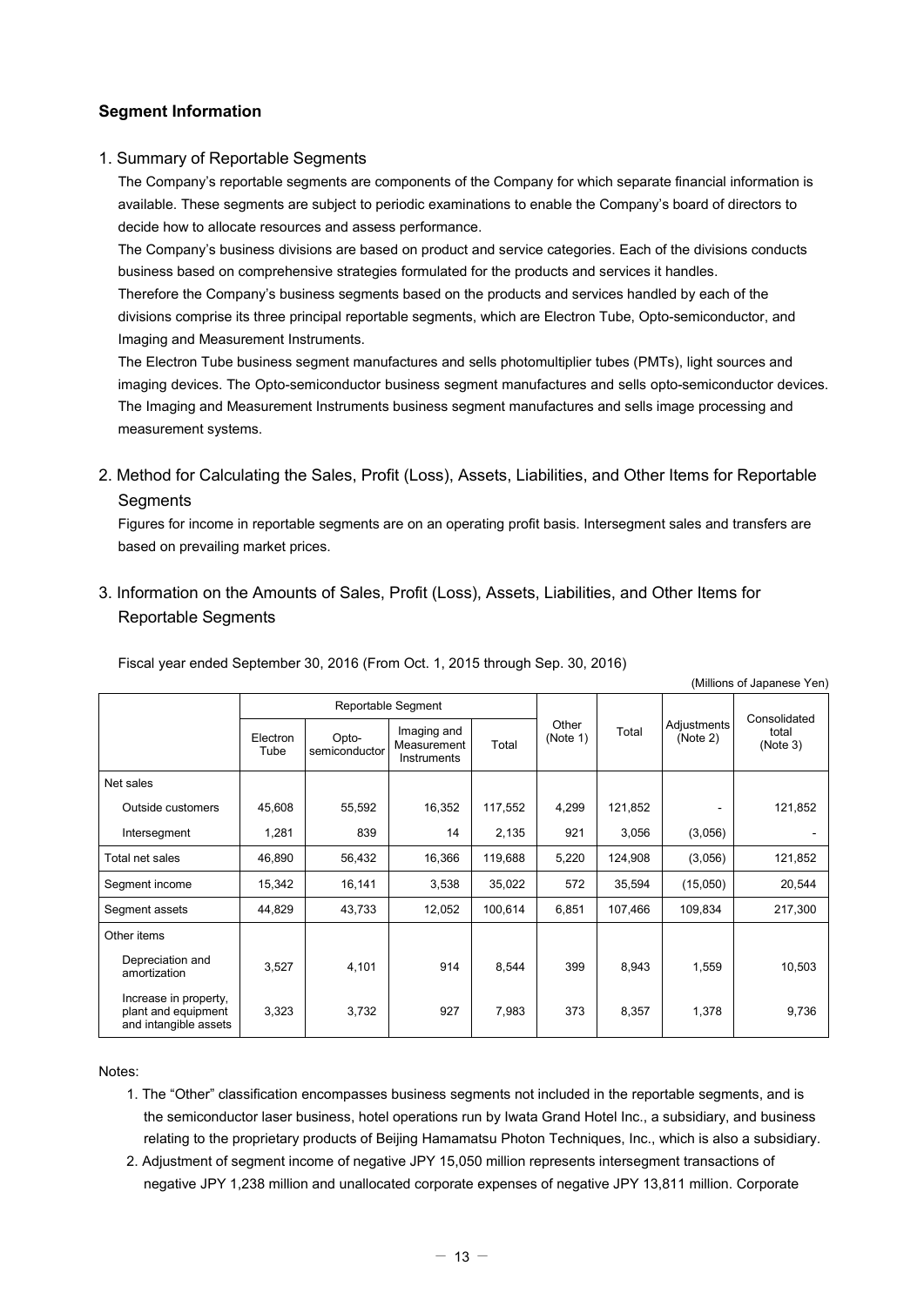## Segment Information

1. Summary of Reportable Segments

The Company's reportable segments are components of the Company for which separate financial information is available. These segments are subject to periodic examinations to enable the Company's board of directors to decide how to allocate resources and assess performance.

The Company's business divisions are based on product and service categories. Each of the divisions conducts business based on comprehensive strategies formulated for the products and services it handles.

Therefore the Company's business segments based on the products and services handled by each of the divisions comprise its three principal reportable segments, which are Electron Tube, Opto-semiconductor, and Imaging and Measurement Instruments.

The Electron Tube business segment manufactures and sells photomultiplier tubes (PMTs), light sources and imaging devices. The Opto-semiconductor business segment manufactures and sells opto-semiconductor devices. The Imaging and Measurement Instruments business segment manufactures and sells image processing and measurement systems.

2. Method for Calculating the Sales, Profit (Loss), Assets, Liabilities, and Other Items for Reportable Segments

Figures for income in reportable segments are on an operating profit basis. Intersegment sales and transfers are based on prevailing market prices.

3. Information on the Amounts of Sales, Profit (Loss), Assets, Liabilities, and Other Items for Reportable Segments

Fiscal year ended September 30, 2016 (From Oct. 1, 2015 through Sep. 30, 2016)

(Millions of Japanese Yen)

| | Reportable Segment | | | | Other (Note 1) | Total | Adjustments (Note 2) | Consolidated total (Note 3) |
|---|---|---|---|---|---|---|---|---|
| | Electron Tube | Opto-semiconductor | Imaging and Measurement Instruments | Total | | | | |
| Net sales | | | | | | | | |
| Outside customers | 45,608 | 55,592 | 16,352 | 117,552 | 4,299 | 121,852 | - | 121,852 |
| Intersegment | 1,281 | 839 | 14 | 2,135 | 921 | 3,056 | (3,056) | - |
| Total net sales | 46,890 | 56,432 | 16,366 | 119,688 | 5,220 | 124,908 | (3,056) | 121,852 |
| Segment income | 15,342 | 16,141 | 3,538 | 35,022 | 572 | 35,594 | (15,050) | 20,544 |
| Segment assets | 44,829 | 43,733 | 12,052 | 100,614 | 6,851 | 107,466 | 109,834 | 217,300 |
| Other items | | | | | | | | |
| Depreciation and amortization | 3,527 | 4,101 | 914 | 8,544 | 399 | 8,943 | 1,559 | 10,503 |
| Increase in property, plant and equipment and intangible assets | 3,323 | 3,732 | 927 | 7,983 | 373 | 8,357 | 1,378 | 9,736 |

Notes:

1. The "Other" classification encompasses business segments not included in the reportable segments, and is the semiconductor laser business, hotel operations run by Iwata Grand Hotel Inc., a subsidiary, and business relating to the proprietary products of Beijing Hamamatsu Photon Techniques, Inc., which is also a subsidiary.
2. Adjustment of segment income of negative JPY 15,050 million represents intersegment transactions of negative JPY 1,238 million and unallocated corporate expenses of negative JPY 13,811 million. Corporate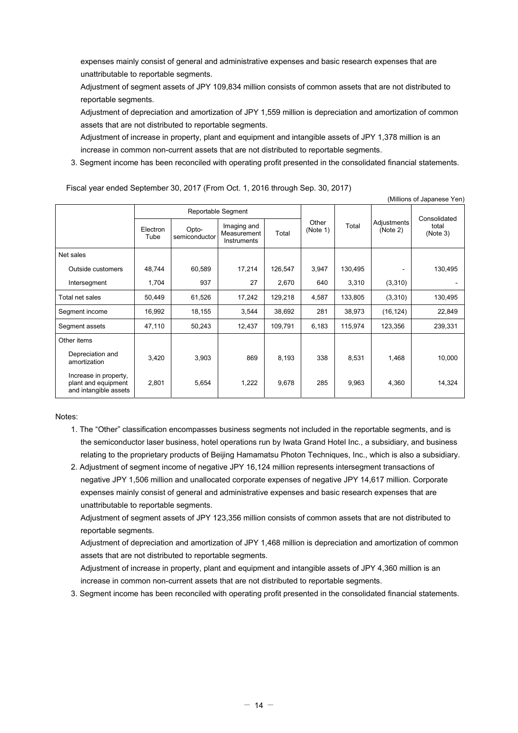expenses mainly consist of general and administrative expenses and basic research expenses that are unattributable to reportable segments.

Adjustment of segment assets of JPY 109,834 million consists of common assets that are not distributed to reportable segments.

Adjustment of depreciation and amortization of JPY 1,559 million is depreciation and amortization of common assets that are not distributed to reportable segments.

Adjustment of increase in property, plant and equipment and intangible assets of JPY 1,378 million is an increase in common non-current assets that are not distributed to reportable segments.

3. Segment income has been reconciled with operating profit presented in the consolidated financial statements.

Fiscal year ended September 30, 2017 (From Oct. 1, 2016 through Sep. 30, 2017)

(Millions of Japanese Yen)

| | Reportable Segment | | | | Other (Note 1) | Total | Adjustments (Note 2) | Consolidated total (Note 3) |
|---|---|---|---|---|---|---|---|---|
| | Electron Tube | Opto-semiconductor | Imaging and Measurement Instruments | Total | | | | |
| Net sales | | | | | | | | |
| Outside customers | 48,744 | 60,589 | 17,214 | 126,547 | 3,947 | 130,495 | - | 130,495 |
| Intersegment | 1,704 | 937 | 27 | 2,670 | 640 | 3,310 | (3,310) | - |
| Total net sales | 50,449 | 61,526 | 17,242 | 129,218 | 4,587 | 133,805 | (3,310) | 130,495 |
| Segment income | 16,992 | 18,155 | 3,544 | 38,692 | 281 | 38,973 | (16,124) | 22,849 |
| Segment assets | 47,110 | 50,243 | 12,437 | 109,791 | 6,183 | 115,974 | 123,356 | 239,331 |
| Other items | | | | | | | | |
| Depreciation and amortization | 3,420 | 3,903 | 869 | 8,193 | 338 | 8,531 | 1,468 | 10,000 |
| Increase in property, plant and equipment and intangible assets | 2,801 | 5,654 | 1,222 | 9,678 | 285 | 9,963 | 4,360 | 14,324 |

Notes:

1. The "Other" classification encompasses business segments not included in the reportable segments, and is the semiconductor laser business, hotel operations run by Iwata Grand Hotel Inc., a subsidiary, and business relating to the proprietary products of Beijing Hamamatsu Photon Techniques, Inc., which is also a subsidiary.
2. Adjustment of segment income of negative JPY 16,124 million represents intersegment transactions of negative JPY 1,506 million and unallocated corporate expenses of negative JPY 14,617 million. Corporate expenses mainly consist of general and administrative expenses and basic research expenses that are unattributable to reportable segments.

   Adjustment of segment assets of JPY 123,356 million consists of common assets that are not distributed to reportable segments.

   Adjustment of depreciation and amortization of JPY 1,468 million is depreciation and amortization of common assets that are not distributed to reportable segments.

   Adjustment of increase in property, plant and equipment and intangible assets of JPY 4,360 million is an increase in common non-current assets that are not distributed to reportable segments.
3. Segment income has been reconciled with operating profit presented in the consolidated financial statements.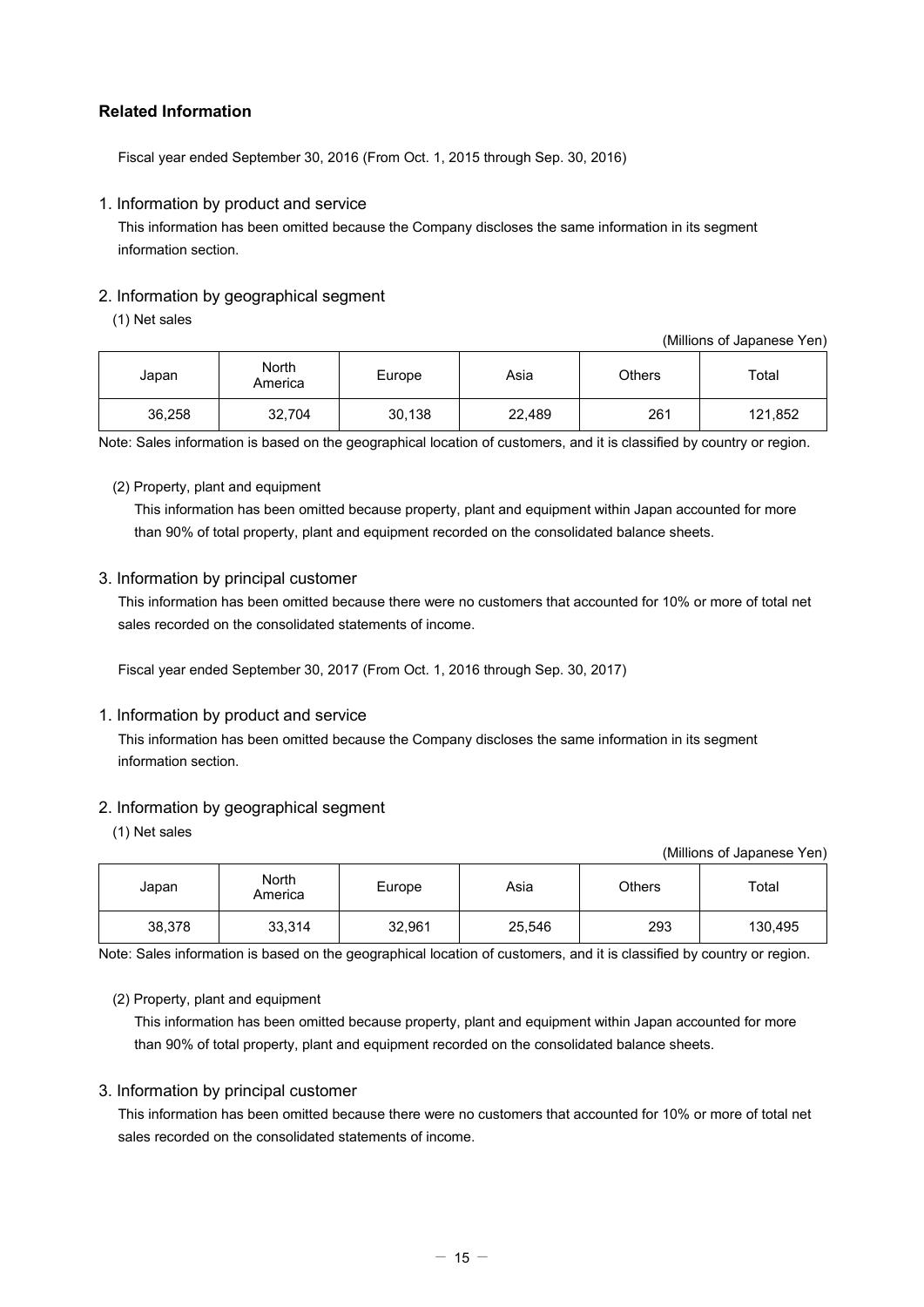## Related Information

Fiscal year ended September 30, 2016 (From Oct. 1, 2015 through Sep. 30, 2016)

### 1. Information by product and service

This information has been omitted because the Company discloses the same information in its segment information section.

### 2. Information by geographical segment

(1) Net sales

(Millions of Japanese Yen)

| Japan | North America | Europe | Asia | Others | Total |
|---|---|---|---|---|---|
| 36,258 | 32,704 | 30,138 | 22,489 | 261 | 121,852 |

Note: Sales information is based on the geographical location of customers, and it is classified by country or region.

(2) Property, plant and equipment

This information has been omitted because property, plant and equipment within Japan accounted for more than 90% of total property, plant and equipment recorded on the consolidated balance sheets.

### 3. Information by principal customer

This information has been omitted because there were no customers that accounted for 10% or more of total net sales recorded on the consolidated statements of income.

Fiscal year ended September 30, 2017 (From Oct. 1, 2016 through Sep. 30, 2017)

### 1. Information by product and service

This information has been omitted because the Company discloses the same information in its segment information section.

### 2. Information by geographical segment

(1) Net sales

(Millions of Japanese Yen)

| Japan | North America | Europe | Asia | Others | Total |
|---|---|---|---|---|---|
| 38,378 | 33,314 | 32,961 | 25,546 | 293 | 130,495 |

Note: Sales information is based on the geographical location of customers, and it is classified by country or region.

(2) Property, plant and equipment

This information has been omitted because property, plant and equipment within Japan accounted for more than 90% of total property, plant and equipment recorded on the consolidated balance sheets.

### 3. Information by principal customer

This information has been omitted because there were no customers that accounted for 10% or more of total net sales recorded on the consolidated statements of income.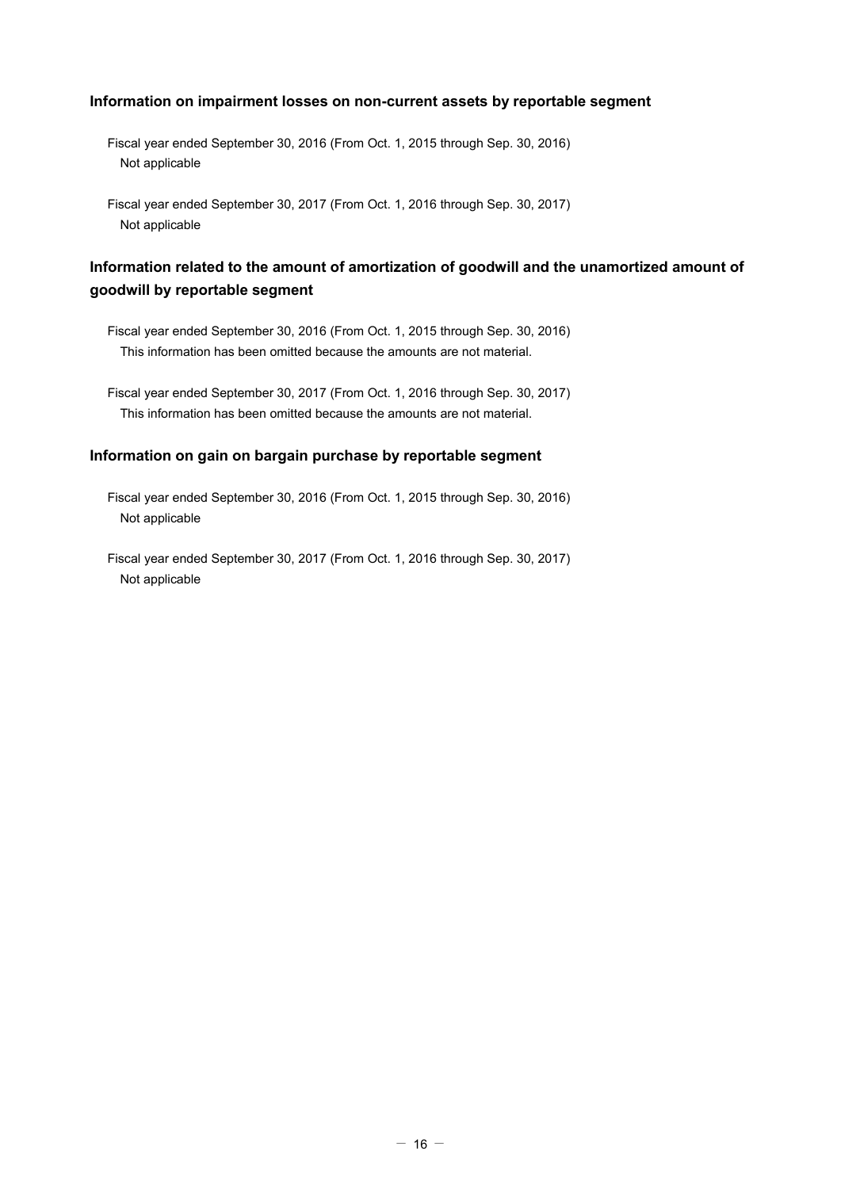### Information on impairment losses on non-current assets by reportable segment

Fiscal year ended September 30, 2016 (From Oct. 1, 2015 through Sep. 30, 2016)
Not applicable

Fiscal year ended September 30, 2017 (From Oct. 1, 2016 through Sep. 30, 2017)
Not applicable

### Information related to the amount of amortization of goodwill and the unamortized amount of goodwill by reportable segment

Fiscal year ended September 30, 2016 (From Oct. 1, 2015 through Sep. 30, 2016)
This information has been omitted because the amounts are not material.

Fiscal year ended September 30, 2017 (From Oct. 1, 2016 through Sep. 30, 2017)
This information has been omitted because the amounts are not material.

### Information on gain on bargain purchase by reportable segment

Fiscal year ended September 30, 2016 (From Oct. 1, 2015 through Sep. 30, 2016)
Not applicable

Fiscal year ended September 30, 2017 (From Oct. 1, 2016 through Sep. 30, 2017)
Not applicable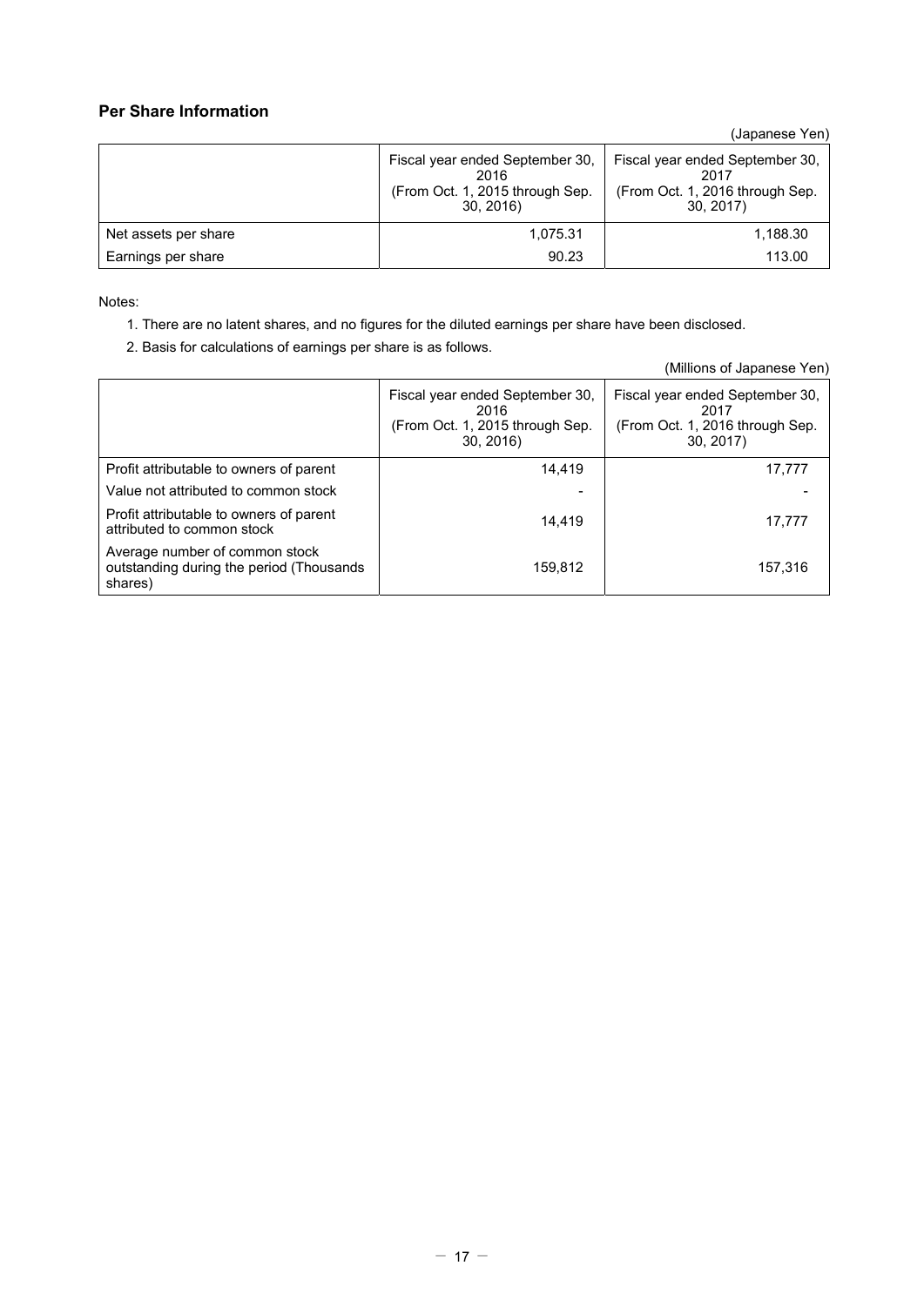## Per Share Information

(Japanese Yen)

| | Fiscal year ended September 30, 2016 (From Oct. 1, 2015 through Sep. 30, 2016) | Fiscal year ended September 30, 2017 (From Oct. 1, 2016 through Sep. 30, 2017) |
|---|---|---|
| Net assets per share | 1,075.31 | 1,188.30 |
| Earnings per share | 90.23 | 113.00 |

Notes:

1. There are no latent shares, and no figures for the diluted earnings per share have been disclosed.
2. Basis for calculations of earnings per share is as follows.

(Millions of Japanese Yen)

| | Fiscal year ended September 30, 2016 (From Oct. 1, 2015 through Sep. 30, 2016) | Fiscal year ended September 30, 2017 (From Oct. 1, 2016 through Sep. 30, 2017) |
|---|---|---|
| Profit attributable to owners of parent | 14,419 | 17,777 |
| Value not attributed to common stock | - | - |
| Profit attributable to owners of parent attributed to common stock | 14,419 | 17,777 |
| Average number of common stock outstanding during the period (Thousands shares) | 159,812 | 157,316 |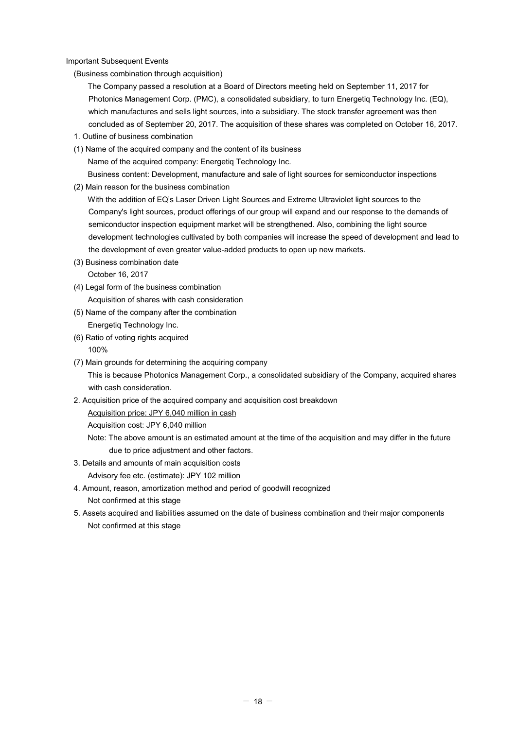Important Subsequent Events

(Business combination through acquisition)

The Company passed a resolution at a Board of Directors meeting held on September 11, 2017 for Photonics Management Corp. (PMC), a consolidated subsidiary, to turn Energetiq Technology Inc. (EQ), which manufactures and sells light sources, into a subsidiary. The stock transfer agreement was then concluded as of September 20, 2017. The acquisition of these shares was completed on October 16, 2017.

1. Outline of business combination

(1) Name of the acquired company and the content of its business

Name of the acquired company: Energetiq Technology Inc.

Business content: Development, manufacture and sale of light sources for semiconductor inspections

(2) Main reason for the business combination

With the addition of EQ's Laser Driven Light Sources and Extreme Ultraviolet light sources to the Company's light sources, product offerings of our group will expand and our response to the demands of semiconductor inspection equipment market will be strengthened. Also, combining the light source development technologies cultivated by both companies will increase the speed of development and lead to the development of even greater value-added products to open up new markets.

(3) Business combination date

October 16, 2017

(4) Legal form of the business combination

Acquisition of shares with cash consideration

(5) Name of the company after the combination

Energetiq Technology Inc.

(6) Ratio of voting rights acquired

100%

(7) Main grounds for determining the acquiring company

This is because Photonics Management Corp., a consolidated subsidiary of the Company, acquired shares with cash consideration.

2. Acquisition price of the acquired company and acquisition cost breakdown

Acquisition price: JPY 6,040 million in cash

Acquisition cost: JPY 6,040 million

Note: The above amount is an estimated amount at the time of the acquisition and may differ in the future due to price adjustment and other factors.

3. Details and amounts of main acquisition costs

Advisory fee etc. (estimate): JPY 102 million

4. Amount, reason, amortization method and period of goodwill recognized

Not confirmed at this stage

5. Assets acquired and liabilities assumed on the date of business combination and their major components

Not confirmed at this stage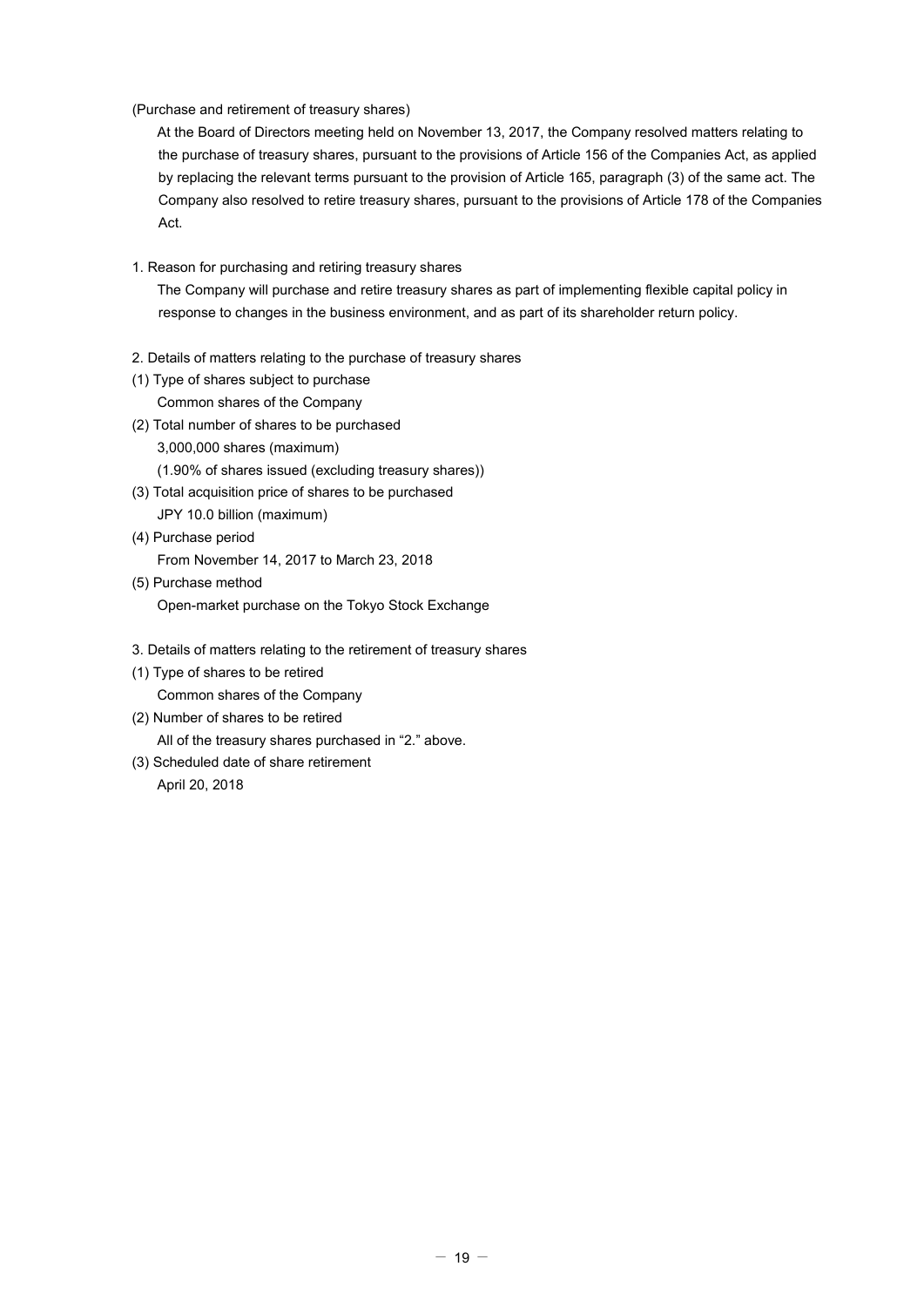(Purchase and retirement of treasury shares)

At the Board of Directors meeting held on November 13, 2017, the Company resolved matters relating to the purchase of treasury shares, pursuant to the provisions of Article 156 of the Companies Act, as applied by replacing the relevant terms pursuant to the provision of Article 165, paragraph (3) of the same act. The Company also resolved to retire treasury shares, pursuant to the provisions of Article 178 of the Companies Act.

1. Reason for purchasing and retiring treasury shares

The Company will purchase and retire treasury shares as part of implementing flexible capital policy in response to changes in the business environment, and as part of its shareholder return policy.

2. Details of matters relating to the purchase of treasury shares

(1) Type of shares subject to purchase
Common shares of the Company

(2) Total number of shares to be purchased
3,000,000 shares (maximum)
(1.90% of shares issued (excluding treasury shares))

(3) Total acquisition price of shares to be purchased
JPY 10.0 billion (maximum)

(4) Purchase period
From November 14, 2017 to March 23, 2018

(5) Purchase method
Open-market purchase on the Tokyo Stock Exchange

3. Details of matters relating to the retirement of treasury shares

(1) Type of shares to be retired
Common shares of the Company

(2) Number of shares to be retired
All of the treasury shares purchased in "2." above.

(3) Scheduled date of share retirement
April 20, 2018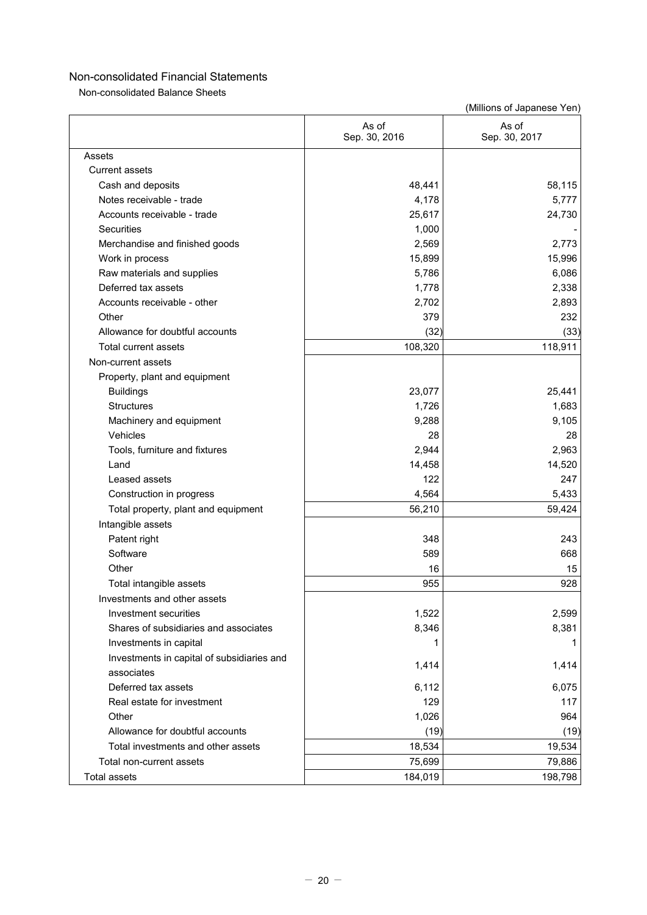# Non-consolidated Financial Statements

## Non-consolidated Balance Sheets

(Millions of Japanese Yen)

| | As of Sep. 30, 2016 | As of Sep. 30, 2017 |
|---|---|---|
| Assets | | |
| Current assets | | |
| Cash and deposits | 48,441 | 58,115 |
| Notes receivable - trade | 4,178 | 5,777 |
| Accounts receivable - trade | 25,617 | 24,730 |
| Securities | 1,000 | - |
| Merchandise and finished goods | 2,569 | 2,773 |
| Work in process | 15,899 | 15,996 |
| Raw materials and supplies | 5,786 | 6,086 |
| Deferred tax assets | 1,778 | 2,338 |
| Accounts receivable - other | 2,702 | 2,893 |
| Other | 379 | 232 |
| Allowance for doubtful accounts | (32) | (33) |
| Total current assets | 108,320 | 118,911 |
| Non-current assets | | |
| Property, plant and equipment | | |
| Buildings | 23,077 | 25,441 |
| Structures | 1,726 | 1,683 |
| Machinery and equipment | 9,288 | 9,105 |
| Vehicles | 28 | 28 |
| Tools, furniture and fixtures | 2,944 | 2,963 |
| Land | 14,458 | 14,520 |
| Leased assets | 122 | 247 |
| Construction in progress | 4,564 | 5,433 |
| Total property, plant and equipment | 56,210 | 59,424 |
| Intangible assets | | |
| Patent right | 348 | 243 |
| Software | 589 | 668 |
| Other | 16 | 15 |
| Total intangible assets | 955 | 928 |
| Investments and other assets | | |
| Investment securities | 1,522 | 2,599 |
| Shares of subsidiaries and associates | 8,346 | 8,381 |
| Investments in capital | 1 | 1 |
| Investments in capital of subsidiaries and associates | 1,414 | 1,414 |
| Deferred tax assets | 6,112 | 6,075 |
| Real estate for investment | 129 | 117 |
| Other | 1,026 | 964 |
| Allowance for doubtful accounts | (19) | (19) |
| Total investments and other assets | 18,534 | 19,534 |
| Total non-current assets | 75,699 | 79,886 |
| Total assets | 184,019 | 198,798 |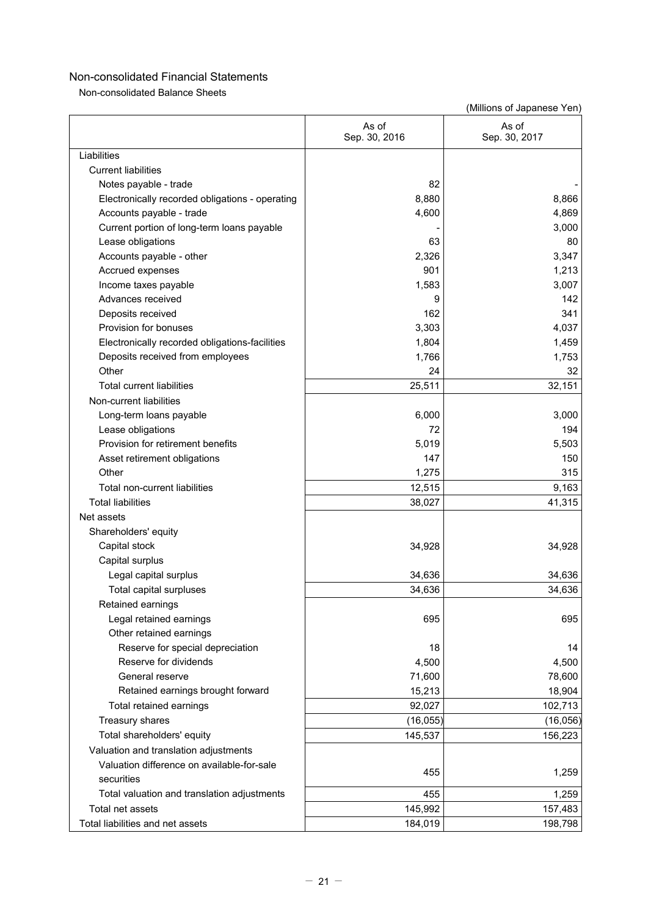# Non-consolidated Financial Statements

## Non-consolidated Balance Sheets

(Millions of Japanese Yen)

| | As of Sep. 30, 2016 | As of Sep. 30, 2017 |
|---|---|---|
| Liabilities | | |
| Current liabilities | | |
| Notes payable - trade | 82 | - |
| Electronically recorded obligations - operating | 8,880 | 8,866 |
| Accounts payable - trade | 4,600 | 4,869 |
| Current portion of long-term loans payable | - | 3,000 |
| Lease obligations | 63 | 80 |
| Accounts payable - other | 2,326 | 3,347 |
| Accrued expenses | 901 | 1,213 |
| Income taxes payable | 1,583 | 3,007 |
| Advances received | 9 | 142 |
| Deposits received | 162 | 341 |
| Provision for bonuses | 3,303 | 4,037 |
| Electronically recorded obligations-facilities | 1,804 | 1,459 |
| Deposits received from employees | 1,766 | 1,753 |
| Other | 24 | 32 |
| Total current liabilities | 25,511 | 32,151 |
| Non-current liabilities | | |
| Long-term loans payable | 6,000 | 3,000 |
| Lease obligations | 72 | 194 |
| Provision for retirement benefits | 5,019 | 5,503 |
| Asset retirement obligations | 147 | 150 |
| Other | 1,275 | 315 |
| Total non-current liabilities | 12,515 | 9,163 |
| Total liabilities | 38,027 | 41,315 |
| Net assets | | |
| Shareholders' equity | | |
| Capital stock | 34,928 | 34,928 |
| Capital surplus | | |
| Legal capital surplus | 34,636 | 34,636 |
| Total capital surpluses | 34,636 | 34,636 |
| Retained earnings | | |
| Legal retained earnings | 695 | 695 |
| Other retained earnings | | |
| Reserve for special depreciation | 18 | 14 |
| Reserve for dividends | 4,500 | 4,500 |
| General reserve | 71,600 | 78,600 |
| Retained earnings brought forward | 15,213 | 18,904 |
| Total retained earnings | 92,027 | 102,713 |
| Treasury shares | (16,055) | (16,056) |
| Total shareholders' equity | 145,537 | 156,223 |
| Valuation and translation adjustments | | |
| Valuation difference on available-for-sale securities | 455 | 1,259 |
| Total valuation and translation adjustments | 455 | 1,259 |
| Total net assets | 145,992 | 157,483 |
| Total liabilities and net assets | 184,019 | 198,798 |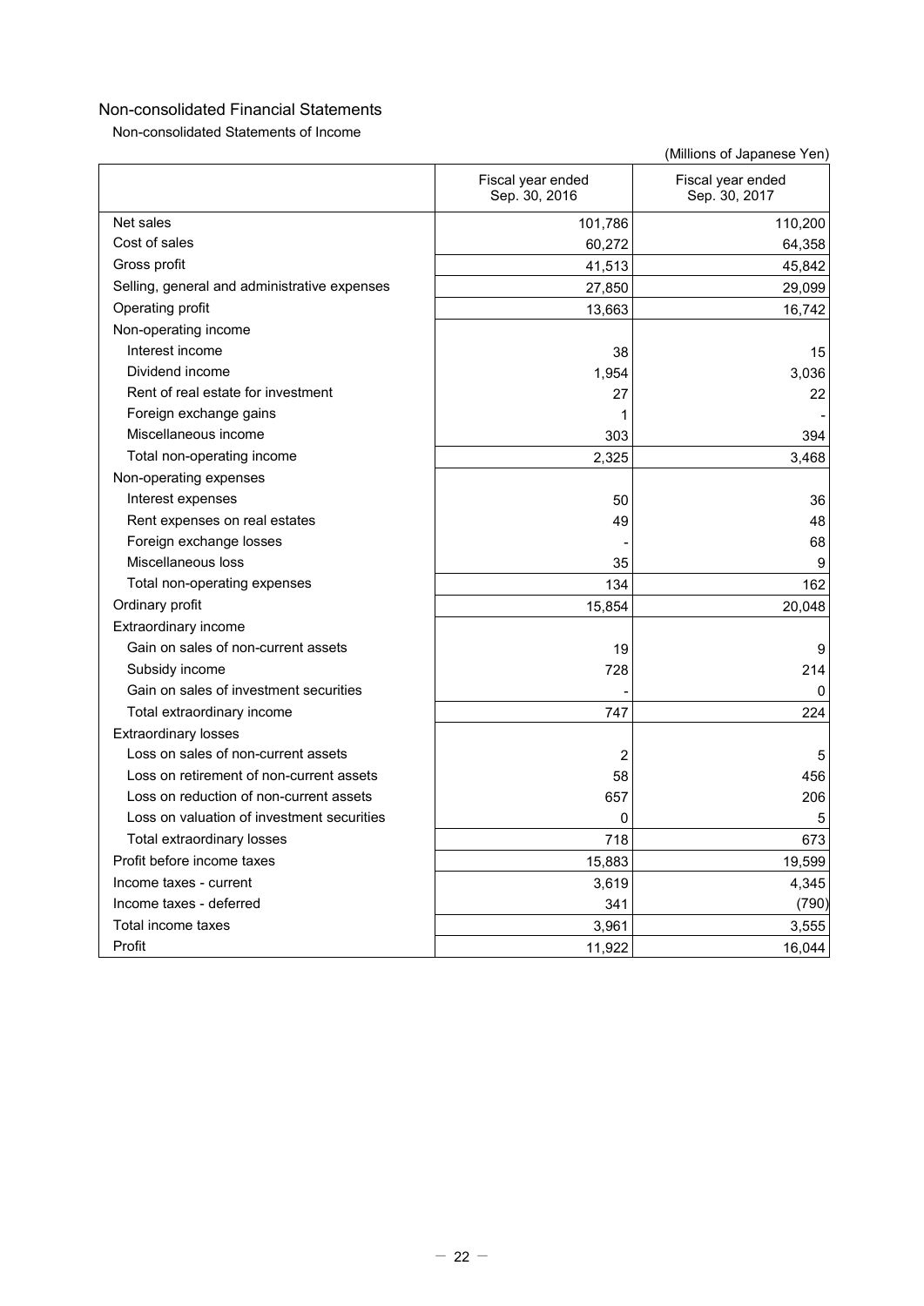## Non-consolidated Financial Statements

### Non-consolidated Statements of Income

(Millions of Japanese Yen)

| | Fiscal year ended Sep. 30, 2016 | Fiscal year ended Sep. 30, 2017 |
|---|---|---|
| Net sales | 101,786 | 110,200 |
| Cost of sales | 60,272 | 64,358 |
| Gross profit | 41,513 | 45,842 |
| Selling, general and administrative expenses | 27,850 | 29,099 |
| Operating profit | 13,663 | 16,742 |
| Non-operating income | | |
| Interest income | 38 | 15 |
| Dividend income | 1,954 | 3,036 |
| Rent of real estate for investment | 27 | 22 |
| Foreign exchange gains | 1 | - |
| Miscellaneous income | 303 | 394 |
| Total non-operating income | 2,325 | 3,468 |
| Non-operating expenses | | |
| Interest expenses | 50 | 36 |
| Rent expenses on real estates | 49 | 48 |
| Foreign exchange losses | - | 68 |
| Miscellaneous loss | 35 | 9 |
| Total non-operating expenses | 134 | 162 |
| Ordinary profit | 15,854 | 20,048 |
| Extraordinary income | | |
| Gain on sales of non-current assets | 19 | 9 |
| Subsidy income | 728 | 214 |
| Gain on sales of investment securities | - | 0 |
| Total extraordinary income | 747 | 224 |
| Extraordinary losses | | |
| Loss on sales of non-current assets | 2 | 5 |
| Loss on retirement of non-current assets | 58 | 456 |
| Loss on reduction of non-current assets | 657 | 206 |
| Loss on valuation of investment securities | 0 | 5 |
| Total extraordinary losses | 718 | 673 |
| Profit before income taxes | 15,883 | 19,599 |
| Income taxes - current | 3,619 | 4,345 |
| Income taxes - deferred | 341 | (790) |
| Total income taxes | 3,961 | 3,555 |
| Profit | 11,922 | 16,044 |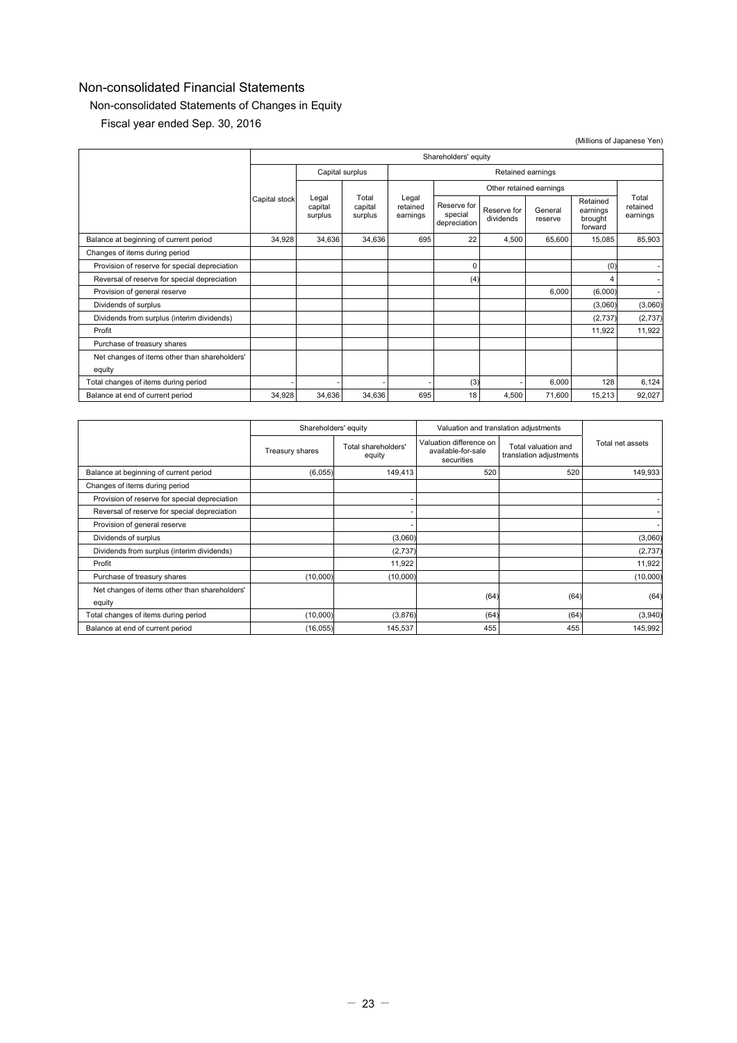# Non-consolidated Financial Statements

## Non-consolidated Statements of Changes in Equity

### Fiscal year ended Sep. 30, 2016

(Millions of Japanese Yen)

| | Shareholders' equity | | | | | | | | |
|---|---|---|---|---|---|---|---|---|---|
| | Capital stock | Capital surplus | | Retained earnings | | | | | |
| | | Legal capital surplus | Total capital surplus | Legal retained earnings | Other retained earnings | | | | Total retained earnings |
| | | | | | Reserve for special depreciation | Reserve for dividends | General reserve | Retained earnings brought forward | |
| Balance at beginning of current period | 34,928 | 34,636 | 34,636 | 695 | 22 | 4,500 | 65,600 | 15,085 | 85,903 |
| Changes of items during period | | | | | | | | | |
| Provision of reserve for special depreciation | | | | | 0 | | | (0) | - |
| Reversal of reserve for special depreciation | | | | | (4) | | | 4 | - |
| Provision of general reserve | | | | | | | 6,000 | (6,000) | - |
| Dividends of surplus | | | | | | | | (3,060) | (3,060) |
| Dividends from surplus (interim dividends) | | | | | | | | (2,737) | (2,737) |
| Profit | | | | | | | | 11,922 | 11,922 |
| Purchase of treasury shares | | | | | | | | | |
| Net changes of items other than shareholders' equity | | | | | | | | | |
| Total changes of items during period | - | - | - | - | (3) | - | 6,000 | 128 | 6,124 |
| Balance at end of current period | 34,928 | 34,636 | 34,636 | 695 | 18 | 4,500 | 71,600 | 15,213 | 92,027 |

| | Shareholders' equity | | Valuation and translation adjustments | | Total net assets |
|---|---|---|---|---|---|
| | Treasury shares | Total shareholders' equity | Valuation difference on available-for-sale securities | Total valuation and translation adjustments | |
| Balance at beginning of current period | (6,055) | 149,413 | 520 | 520 | 149,933 |
| Changes of items during period | | | | | |
| Provision of reserve for special depreciation | | - | | | - |
| Reversal of reserve for special depreciation | | - | | | - |
| Provision of general reserve | | - | | | - |
| Dividends of surplus | | (3,060) | | | (3,060) |
| Dividends from surplus (interim dividends) | | (2,737) | | | (2,737) |
| Profit | | 11,922 | | | 11,922 |
| Purchase of treasury shares | (10,000) | (10,000) | | | (10,000) |
| Net changes of items other than shareholders' equity | | | (64) | (64) | (64) |
| Total changes of items during period | (10,000) | (3,876) | (64) | (64) | (3,940) |
| Balance at end of current period | (16,055) | 145,537 | 455 | 455 | 145,992 |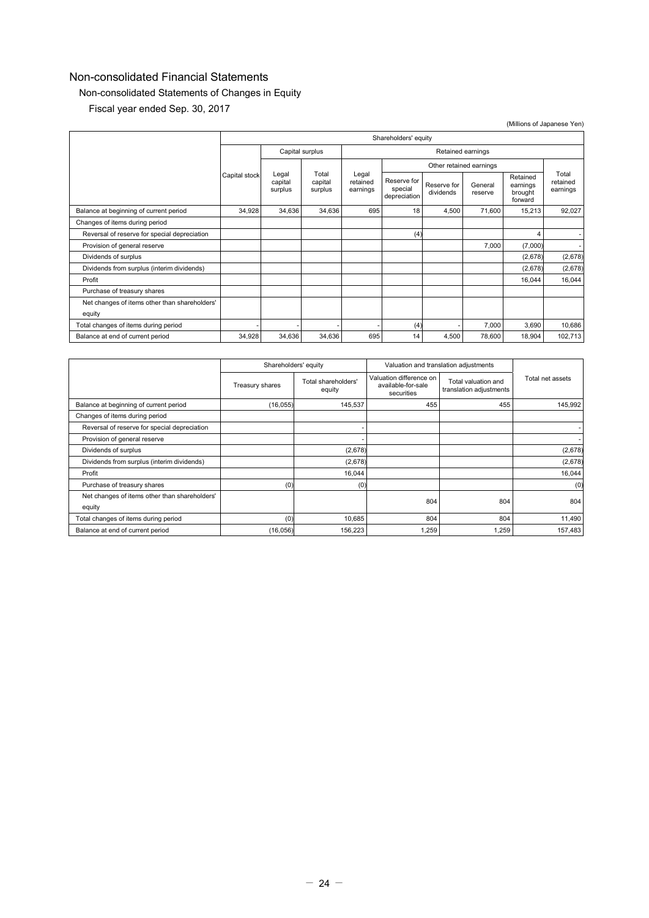# Non-consolidated Financial Statements

## Non-consolidated Statements of Changes in Equity

### Fiscal year ended Sep. 30, 2017

(Millions of Japanese Yen)

| | Shareholders' equity | | | | | | | | |
|---|---|---|---|---|---|---|---|---|---|
| | | Capital surplus | | Retained earnings | | | | | |
| | | | | | Other retained earnings | | | | |
| | Capital stock | Legal capital surplus | Total capital surplus | Legal retained earnings | Reserve for special depreciation | Reserve for dividends | General reserve | Retained earnings brought forward | Total retained earnings |
| Balance at beginning of current period | 34,928 | 34,636 | 34,636 | 695 | 18 | 4,500 | 71,600 | 15,213 | 92,027 |
| Changes of items during period | | | | | | | | | |
| Reversal of reserve for special depreciation | | | | | (4) | | | 4 | - |
| Provision of general reserve | | | | | | | 7,000 | (7,000) | - |
| Dividends of surplus | | | | | | | | (2,678) | (2,678) |
| Dividends from surplus (interim dividends) | | | | | | | | (2,678) | (2,678) |
| Profit | | | | | | | | 16,044 | 16,044 |
| Purchase of treasury shares | | | | | | | | | |
| Net changes of items other than shareholders' equity | | | | | | | | | |
| Total changes of items during period | - | - | - | - | (4) | - | 7,000 | 3,690 | 10,686 |
| Balance at end of current period | 34,928 | 34,636 | 34,636 | 695 | 14 | 4,500 | 78,600 | 18,904 | 102,713 |

| | Shareholders' equity | | Valuation and translation adjustments | | |
|---|---|---|---|---|---|
| | Treasury shares | Total shareholders' equity | Valuation difference on available-for-sale securities | Total valuation and translation adjustments | Total net assets |
| Balance at beginning of current period | (16,055) | 145,537 | 455 | 455 | 145,992 |
| Changes of items during period | | | | | |
| Reversal of reserve for special depreciation | | - | | | - |
| Provision of general reserve | | - | | | - |
| Dividends of surplus | | (2,678) | | | (2,678) |
| Dividends from surplus (interim dividends) | | (2,678) | | | (2,678) |
| Profit | | 16,044 | | | 16,044 |
| Purchase of treasury shares | (0) | (0) | | | (0) |
| Net changes of items other than shareholders' equity | | | 804 | 804 | 804 |
| Total changes of items during period | (0) | 10,685 | 804 | 804 | 11,490 |
| Balance at end of current period | (16,056) | 156,223 | 1,259 | 1,259 | 157,483 |